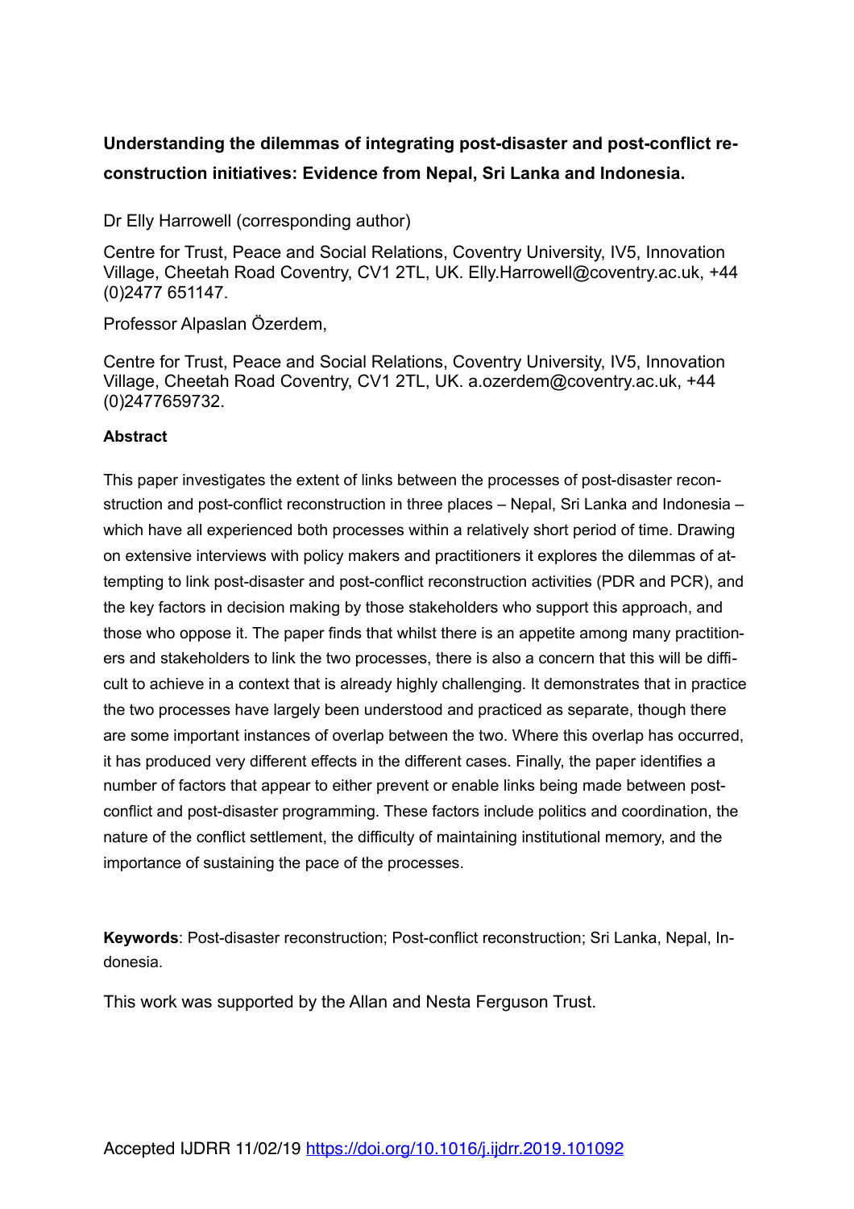**Understanding the dilemmas of integrating post-disaster and post-conflict reconstruction initiatives: Evidence from Nepal, Sri Lanka and Indonesia.**

Dr Elly Harrowell (corresponding author)

Centre for Trust, Peace and Social Relations, Coventry University, IV5, Innovation Village, Cheetah Road Coventry, CV1 2TL, UK. Elly.Harrowell@coventry.ac.uk, +44 (0)2477 651147.

Professor Alpaslan Özerdem,

Centre for Trust, Peace and Social Relations, Coventry University, IV5, Innovation Village, Cheetah Road Coventry, CV1 2TL, UK. a.ozerdem@coventry.ac.uk, +44 (0)2477659732.

**Abstract**

This paper investigates the extent of links between the processes of post-disaster reconstruction and post-conflict reconstruction in three places – Nepal, Sri Lanka and Indonesia – which have all experienced both processes within a relatively short period of time. Drawing on extensive interviews with policy makers and practitioners it explores the dilemmas of attempting to link post-disaster and post-conflict reconstruction activities (PDR and PCR), and the key factors in decision making by those stakeholders who support this approach, and those who oppose it. The paper finds that whilst there is an appetite among many practitioners and stakeholders to link the two processes, there is also a concern that this will be difficult to achieve in a context that is already highly challenging. It demonstrates that in practice the two processes have largely been understood and practiced as separate, though there are some important instances of overlap between the two. Where this overlap has occurred, it has produced very different effects in the different cases. Finally, the paper identifies a number of factors that appear to either prevent or enable links being made between post-conflict and post-disaster programming. These factors include politics and coordination, the nature of the conflict settlement, the difficulty of maintaining institutional memory, and the importance of sustaining the pace of the processes.

**Keywords**: Post-disaster reconstruction; Post-conflict reconstruction; Sri Lanka, Nepal, Indonesia.

This work was supported by the Allan and Nesta Ferguson Trust.

Accepted IJDRR 11/02/19 https://doi.org/10.1016/j.ijdrr.2019.101092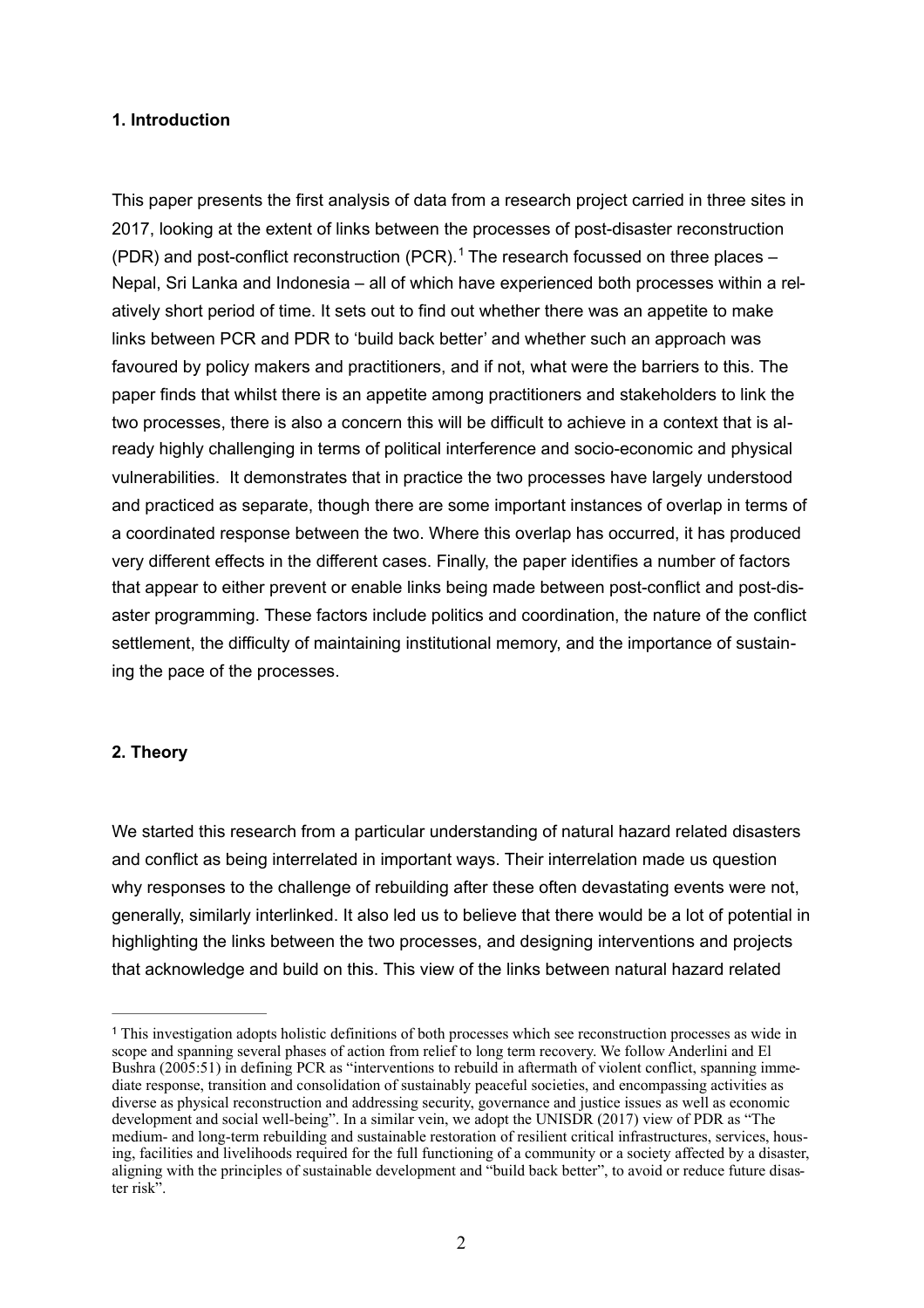## 1. Introduction

This paper presents the first analysis of data from a research project carried in three sites in 2017, looking at the extent of links between the processes of post-disaster reconstruction (PDR) and post-conflict reconstruction (PCR).[1] The research focussed on three places – Nepal, Sri Lanka and Indonesia – all of which have experienced both processes within a relatively short period of time. It sets out to find out whether there was an appetite to make links between PCR and PDR to 'build back better' and whether such an approach was favoured by policy makers and practitioners, and if not, what were the barriers to this. The paper finds that whilst there is an appetite among practitioners and stakeholders to link the two processes, there is also a concern this will be difficult to achieve in a context that is already highly challenging in terms of political interference and socio-economic and physical vulnerabilities. It demonstrates that in practice the two processes have largely understood and practiced as separate, though there are some important instances of overlap in terms of a coordinated response between the two. Where this overlap has occurred, it has produced very different effects in the different cases. Finally, the paper identifies a number of factors that appear to either prevent or enable links being made between post-conflict and post-disaster programming. These factors include politics and coordination, the nature of the conflict settlement, the difficulty of maintaining institutional memory, and the importance of sustaining the pace of the processes.

## 2. Theory

We started this research from a particular understanding of natural hazard related disasters and conflict as being interrelated in important ways. Their interrelation made us question why responses to the challenge of rebuilding after these often devastating events were not, generally, similarly interlinked. It also led us to believe that there would be a lot of potential in highlighting the links between the two processes, and designing interventions and projects that acknowledge and build on this. This view of the links between natural hazard related

---

[1] This investigation adopts holistic definitions of both processes which see reconstruction processes as wide in scope and spanning several phases of action from relief to long term recovery. We follow Anderlini and El Bushra (2005:51) in defining PCR as "interventions to rebuild in aftermath of violent conflict, spanning immediate response, transition and consolidation of sustainably peaceful societies, and encompassing activities as diverse as physical reconstruction and addressing security, governance and justice issues as well as economic development and social well-being". In a similar vein, we adopt the UNISDR (2017) view of PDR as "The medium- and long-term rebuilding and sustainable restoration of resilient critical infrastructures, services, housing, facilities and livelihoods required for the full functioning of a community or a society affected by a disaster, aligning with the principles of sustainable development and "build back better", to avoid or reduce future disaster risk".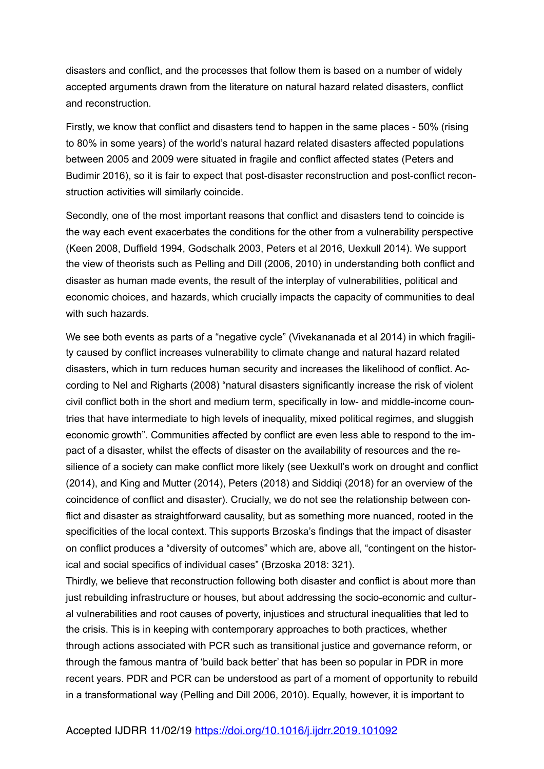disasters and conflict, and the processes that follow them is based on a number of widely accepted arguments drawn from the literature on natural hazard related disasters, conflict and reconstruction.

Firstly, we know that conflict and disasters tend to happen in the same places - 50% (rising to 80% in some years) of the world's natural hazard related disasters affected populations between 2005 and 2009 were situated in fragile and conflict affected states (Peters and Budimir 2016), so it is fair to expect that post-disaster reconstruction and post-conflict reconstruction activities will similarly coincide.

Secondly, one of the most important reasons that conflict and disasters tend to coincide is the way each event exacerbates the conditions for the other from a vulnerability perspective (Keen 2008, Duffield 1994, Godschalk 2003, Peters et al 2016, Uexkull 2014). We support the view of theorists such as Pelling and Dill (2006, 2010) in understanding both conflict and disaster as human made events, the result of the interplay of vulnerabilities, political and economic choices, and hazards, which crucially impacts the capacity of communities to deal with such hazards.

We see both events as parts of a "negative cycle" (Vivekananada et al 2014) in which fragility caused by conflict increases vulnerability to climate change and natural hazard related disasters, which in turn reduces human security and increases the likelihood of conflict. According to Nel and Righarts (2008) "natural disasters significantly increase the risk of violent civil conflict both in the short and medium term, specifically in low- and middle-income countries that have intermediate to high levels of inequality, mixed political regimes, and sluggish economic growth". Communities affected by conflict are even less able to respond to the impact of a disaster, whilst the effects of disaster on the availability of resources and the resilience of a society can make conflict more likely (see Uexkull's work on drought and conflict (2014), and King and Mutter (2014), Peters (2018) and Siddiqi (2018) for an overview of the coincidence of conflict and disaster). Crucially, we do not see the relationship between conflict and disaster as straightforward causality, but as something more nuanced, rooted in the specificities of the local context. This supports Brzoska's findings that the impact of disaster on conflict produces a "diversity of outcomes" which are, above all, "contingent on the historical and social specifics of individual cases" (Brzoska 2018: 321).

Thirdly, we believe that reconstruction following both disaster and conflict is about more than just rebuilding infrastructure or houses, but about addressing the socio-economic and cultural vulnerabilities and root causes of poverty, injustices and structural inequalities that led to the crisis. This is in keeping with contemporary approaches to both practices, whether through actions associated with PCR such as transitional justice and governance reform, or through the famous mantra of 'build back better' that has been so popular in PDR in more recent years. PDR and PCR can be understood as part of a moment of opportunity to rebuild in a transformational way (Pelling and Dill 2006, 2010). Equally, however, it is important to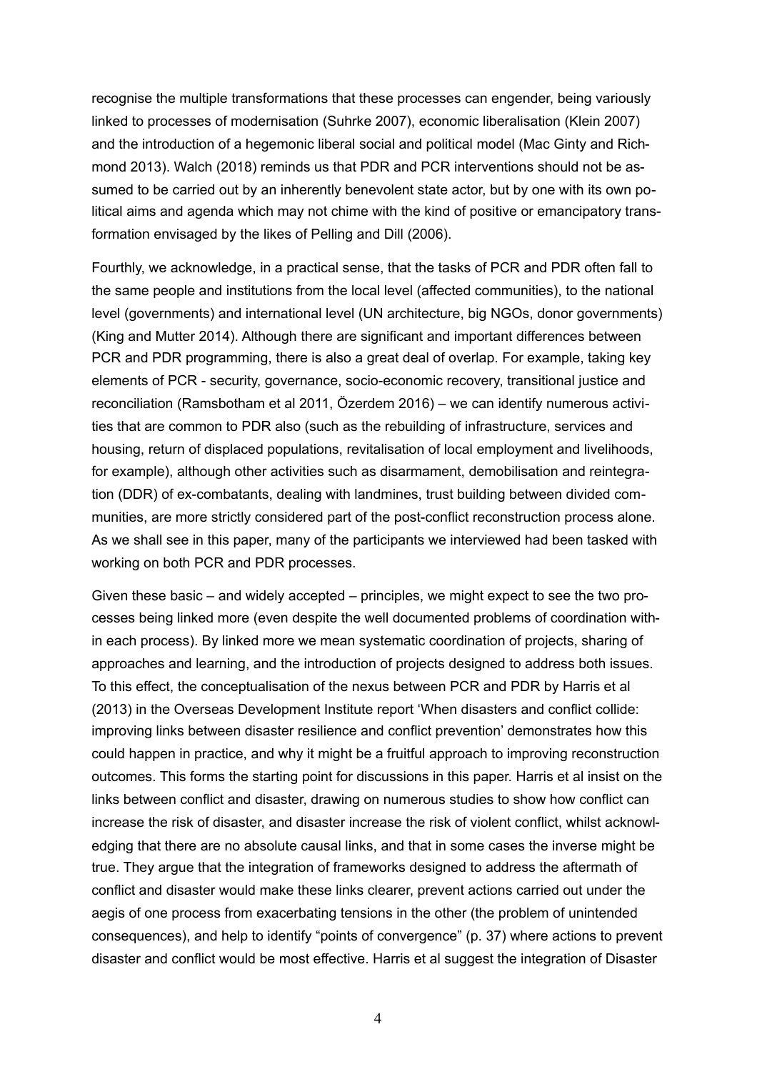recognise the multiple transformations that these processes can engender, being variously linked to processes of modernisation (Suhrke 2007), economic liberalisation (Klein 2007) and the introduction of a hegemonic liberal social and political model (Mac Ginty and Richmond 2013). Walch (2018) reminds us that PDR and PCR interventions should not be assumed to be carried out by an inherently benevolent state actor, but by one with its own political aims and agenda which may not chime with the kind of positive or emancipatory transformation envisaged by the likes of Pelling and Dill (2006).

Fourthly, we acknowledge, in a practical sense, that the tasks of PCR and PDR often fall to the same people and institutions from the local level (affected communities), to the national level (governments) and international level (UN architecture, big NGOs, donor governments) (King and Mutter 2014). Although there are significant and important differences between PCR and PDR programming, there is also a great deal of overlap. For example, taking key elements of PCR - security, governance, socio-economic recovery, transitional justice and reconciliation (Ramsbotham et al 2011, Özerdem 2016) – we can identify numerous activities that are common to PDR also (such as the rebuilding of infrastructure, services and housing, return of displaced populations, revitalisation of local employment and livelihoods, for example), although other activities such as disarmament, demobilisation and reintegration (DDR) of ex-combatants, dealing with landmines, trust building between divided communities, are more strictly considered part of the post-conflict reconstruction process alone. As we shall see in this paper, many of the participants we interviewed had been tasked with working on both PCR and PDR processes.

Given these basic – and widely accepted – principles, we might expect to see the two processes being linked more (even despite the well documented problems of coordination within each process). By linked more we mean systematic coordination of projects, sharing of approaches and learning, and the introduction of projects designed to address both issues. To this effect, the conceptualisation of the nexus between PCR and PDR by Harris et al (2013) in the Overseas Development Institute report 'When disasters and conflict collide: improving links between disaster resilience and conflict prevention' demonstrates how this could happen in practice, and why it might be a fruitful approach to improving reconstruction outcomes. This forms the starting point for discussions in this paper. Harris et al insist on the links between conflict and disaster, drawing on numerous studies to show how conflict can increase the risk of disaster, and disaster increase the risk of violent conflict, whilst acknowledging that there are no absolute causal links, and that in some cases the inverse might be true. They argue that the integration of frameworks designed to address the aftermath of conflict and disaster would make these links clearer, prevent actions carried out under the aegis of one process from exacerbating tensions in the other (the problem of unintended consequences), and help to identify "points of convergence" (p. 37) where actions to prevent disaster and conflict would be most effective. Harris et al suggest the integration of Disaster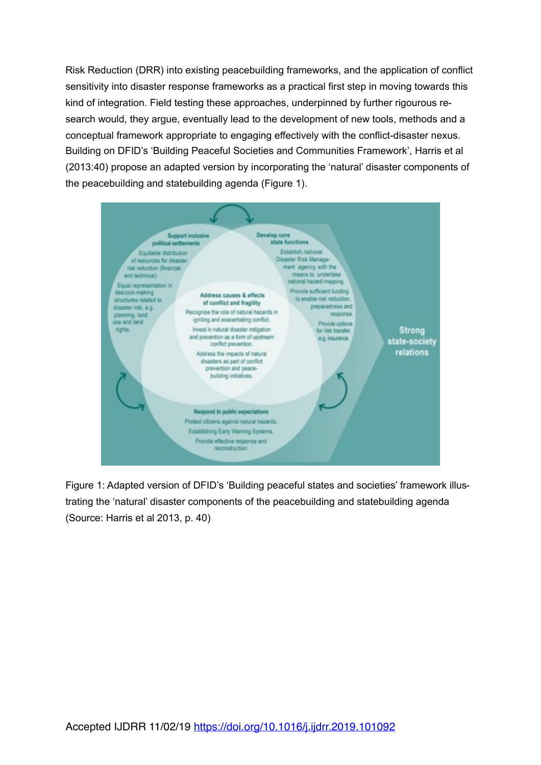Risk Reduction (DRR) into existing peacebuilding frameworks, and the application of conflict sensitivity into disaster response frameworks as a practical first step in moving towards this kind of integration. Field testing these approaches, underpinned by further rigourous research would, they argue, eventually lead to the development of new tools, methods and a conceptual framework appropriate to engaging effectively with the conflict-disaster nexus. Building on DFID's 'Building Peaceful Societies and Communities Framework', Harris et al (2013:40) propose an adapted version by incorporating the 'natural' disaster components of the peacebuilding and statebuilding agenda (Figure 1).

Figure 1: Adapted version of DFID's 'Building peaceful states and societies' framework illustrating the 'natural' disaster components of the peacebuilding and statebuilding agenda (Source: Harris et al 2013, p. 40)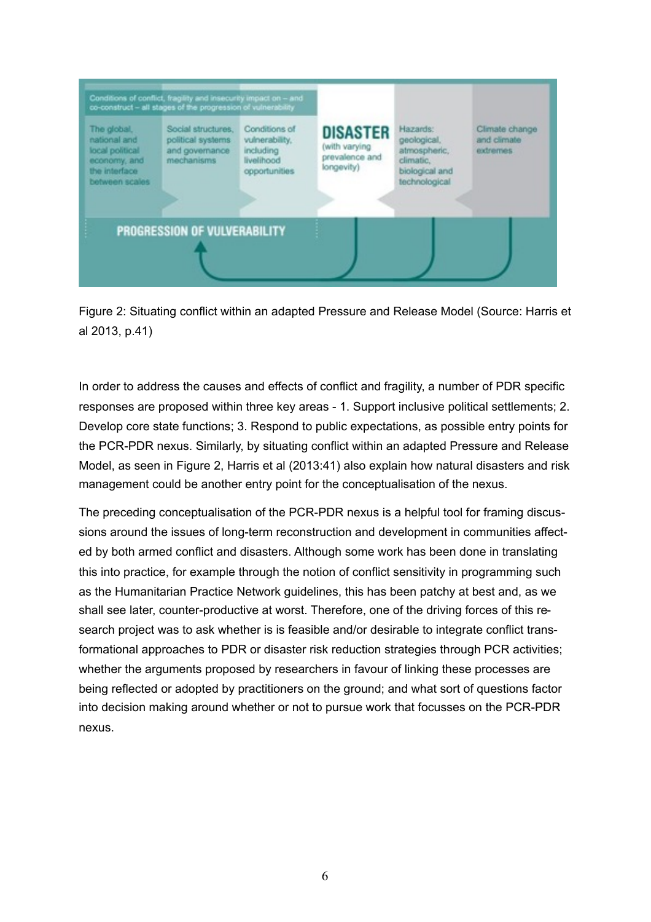Conditions of conflict, fragility and insecurity impact on – and co-construct – all stages of the progression of vulnerability

The global, national and local political economy, and the interface between scales

Social structures, political systems and governance mechanisms

Conditions of vulnerability, including livelihood opportunities

**DISASTER** (with varying prevalence and longevity)

Hazards: geological, atmospheric, climatic, biological and technological

Climate change and climate extremes

PROGRESSION OF VULVERABILITY

Figure 2: Situating conflict within an adapted Pressure and Release Model (Source: Harris et al 2013, p.41)

In order to address the causes and effects of conflict and fragility, a number of PDR specific responses are proposed within three key areas - 1. Support inclusive political settlements; 2. Develop core state functions; 3. Respond to public expectations, as possible entry points for the PCR-PDR nexus. Similarly, by situating conflict within an adapted Pressure and Release Model, as seen in Figure 2, Harris et al (2013:41) also explain how natural disasters and risk management could be another entry point for the conceptualisation of the nexus.

The preceding conceptualisation of the PCR-PDR nexus is a helpful tool for framing discussions around the issues of long-term reconstruction and development in communities affected by both armed conflict and disasters. Although some work has been done in translating this into practice, for example through the notion of conflict sensitivity in programming such as the Humanitarian Practice Network guidelines, this has been patchy at best and, as we shall see later, counter-productive at worst. Therefore, one of the driving forces of this research project was to ask whether is is feasible and/or desirable to integrate conflict transformational approaches to PDR or disaster risk reduction strategies through PCR activities; whether the arguments proposed by researchers in favour of linking these processes are being reflected or adopted by practitioners on the ground; and what sort of questions factor into decision making around whether or not to pursue work that focusses on the PCR-PDR nexus.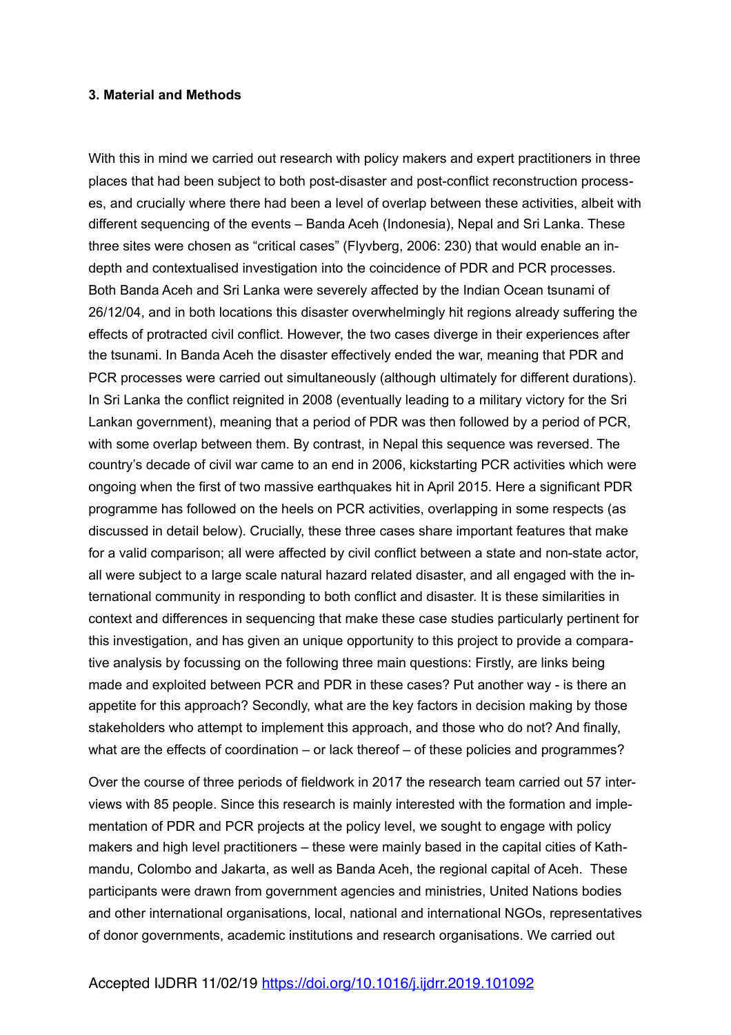### 3. Material and Methods

With this in mind we carried out research with policy makers and expert practitioners in three places that had been subject to both post-disaster and post-conflict reconstruction processes, and crucially where there had been a level of overlap between these activities, albeit with different sequencing of the events – Banda Aceh (Indonesia), Nepal and Sri Lanka. These three sites were chosen as "critical cases" (Flyvberg, 2006: 230) that would enable an in-depth and contextualised investigation into the coincidence of PDR and PCR processes. Both Banda Aceh and Sri Lanka were severely affected by the Indian Ocean tsunami of 26/12/04, and in both locations this disaster overwhelmingly hit regions already suffering the effects of protracted civil conflict. However, the two cases diverge in their experiences after the tsunami. In Banda Aceh the disaster effectively ended the war, meaning that PDR and PCR processes were carried out simultaneously (although ultimately for different durations). In Sri Lanka the conflict reignited in 2008 (eventually leading to a military victory for the Sri Lankan government), meaning that a period of PDR was then followed by a period of PCR, with some overlap between them. By contrast, in Nepal this sequence was reversed. The country's decade of civil war came to an end in 2006, kickstarting PCR activities which were ongoing when the first of two massive earthquakes hit in April 2015. Here a significant PDR programme has followed on the heels on PCR activities, overlapping in some respects (as discussed in detail below). Crucially, these three cases share important features that make for a valid comparison; all were affected by civil conflict between a state and non-state actor, all were subject to a large scale natural hazard related disaster, and all engaged with the international community in responding to both conflict and disaster. It is these similarities in context and differences in sequencing that make these case studies particularly pertinent for this investigation, and has given an unique opportunity to this project to provide a comparative analysis by focussing on the following three main questions: Firstly, are links being made and exploited between PCR and PDR in these cases? Put another way - is there an appetite for this approach? Secondly, what are the key factors in decision making by those stakeholders who attempt to implement this approach, and those who do not? And finally, what are the effects of coordination – or lack thereof – of these policies and programmes?

Over the course of three periods of fieldwork in 2017 the research team carried out 57 interviews with 85 people. Since this research is mainly interested with the formation and implementation of PDR and PCR projects at the policy level, we sought to engage with policy makers and high level practitioners – these were mainly based in the capital cities of Kathmandu, Colombo and Jakarta, as well as Banda Aceh, the regional capital of Aceh. These participants were drawn from government agencies and ministries, United Nations bodies and other international organisations, local, national and international NGOs, representatives of donor governments, academic institutions and research organisations. We carried out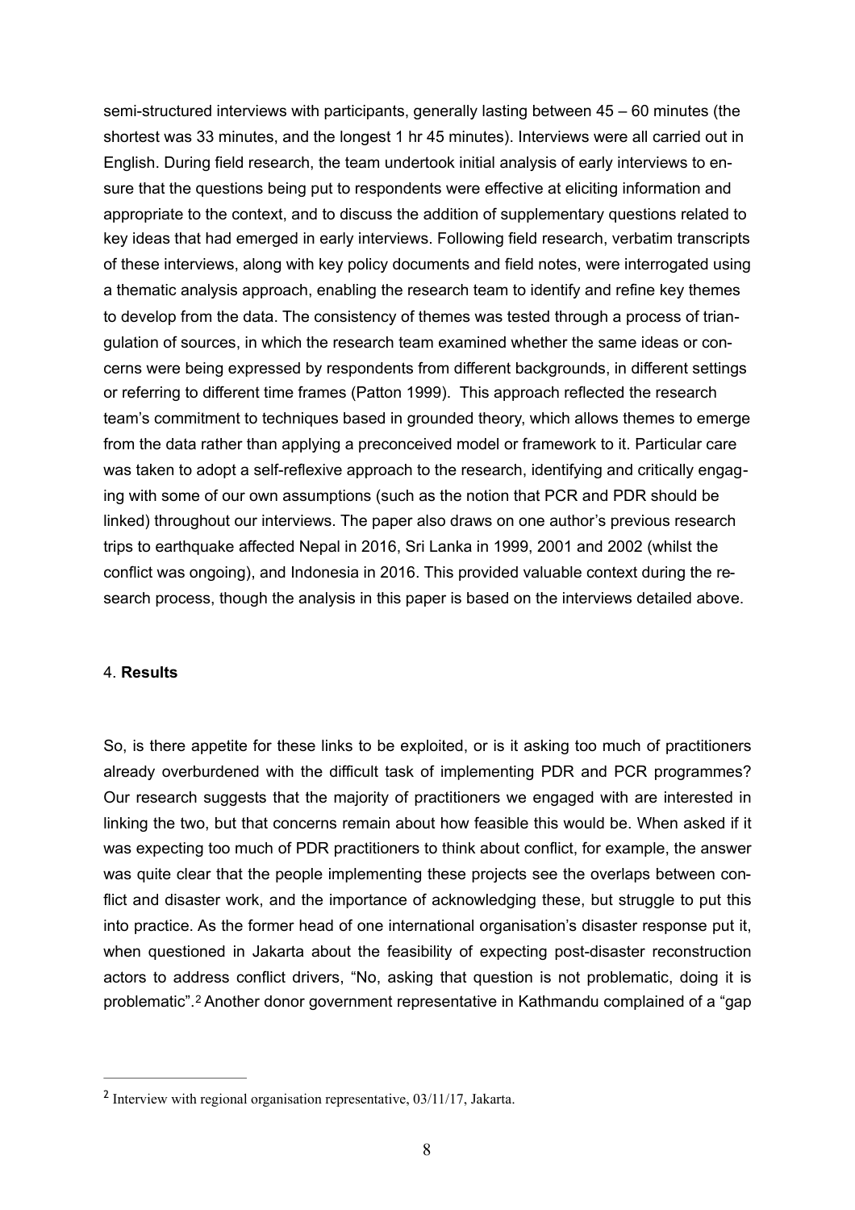semi-structured interviews with participants, generally lasting between 45 – 60 minutes (the shortest was 33 minutes, and the longest 1 hr 45 minutes). Interviews were all carried out in English. During field research, the team undertook initial analysis of early interviews to ensure that the questions being put to respondents were effective at eliciting information and appropriate to the context, and to discuss the addition of supplementary questions related to key ideas that had emerged in early interviews. Following field research, verbatim transcripts of these interviews, along with key policy documents and field notes, were interrogated using a thematic analysis approach, enabling the research team to identify and refine key themes to develop from the data. The consistency of themes was tested through a process of triangulation of sources, in which the research team examined whether the same ideas or concerns were being expressed by respondents from different backgrounds, in different settings or referring to different time frames (Patton 1999). This approach reflected the research team's commitment to techniques based in grounded theory, which allows themes to emerge from the data rather than applying a preconceived model or framework to it. Particular care was taken to adopt a self-reflexive approach to the research, identifying and critically engaging with some of our own assumptions (such as the notion that PCR and PDR should be linked) throughout our interviews. The paper also draws on one author's previous research trips to earthquake affected Nepal in 2016, Sri Lanka in 1999, 2001 and 2002 (whilst the conflict was ongoing), and Indonesia in 2016. This provided valuable context during the research process, though the analysis in this paper is based on the interviews detailed above.

## 4. **Results**

So, is there appetite for these links to be exploited, or is it asking too much of practitioners already overburdened with the difficult task of implementing PDR and PCR programmes? Our research suggests that the majority of practitioners we engaged with are interested in linking the two, but that concerns remain about how feasible this would be. When asked if it was expecting too much of PDR practitioners to think about conflict, for example, the answer was quite clear that the people implementing these projects see the overlaps between conflict and disaster work, and the importance of acknowledging these, but struggle to put this into practice. As the former head of one international organisation's disaster response put it, when questioned in Jakarta about the feasibility of expecting post-disaster reconstruction actors to address conflict drivers, "No, asking that question is not problematic, doing it is problematic".[2] Another donor government representative in Kathmandu complained of a "gap

---

[2] Interview with regional organisation representative, 03/11/17, Jakarta.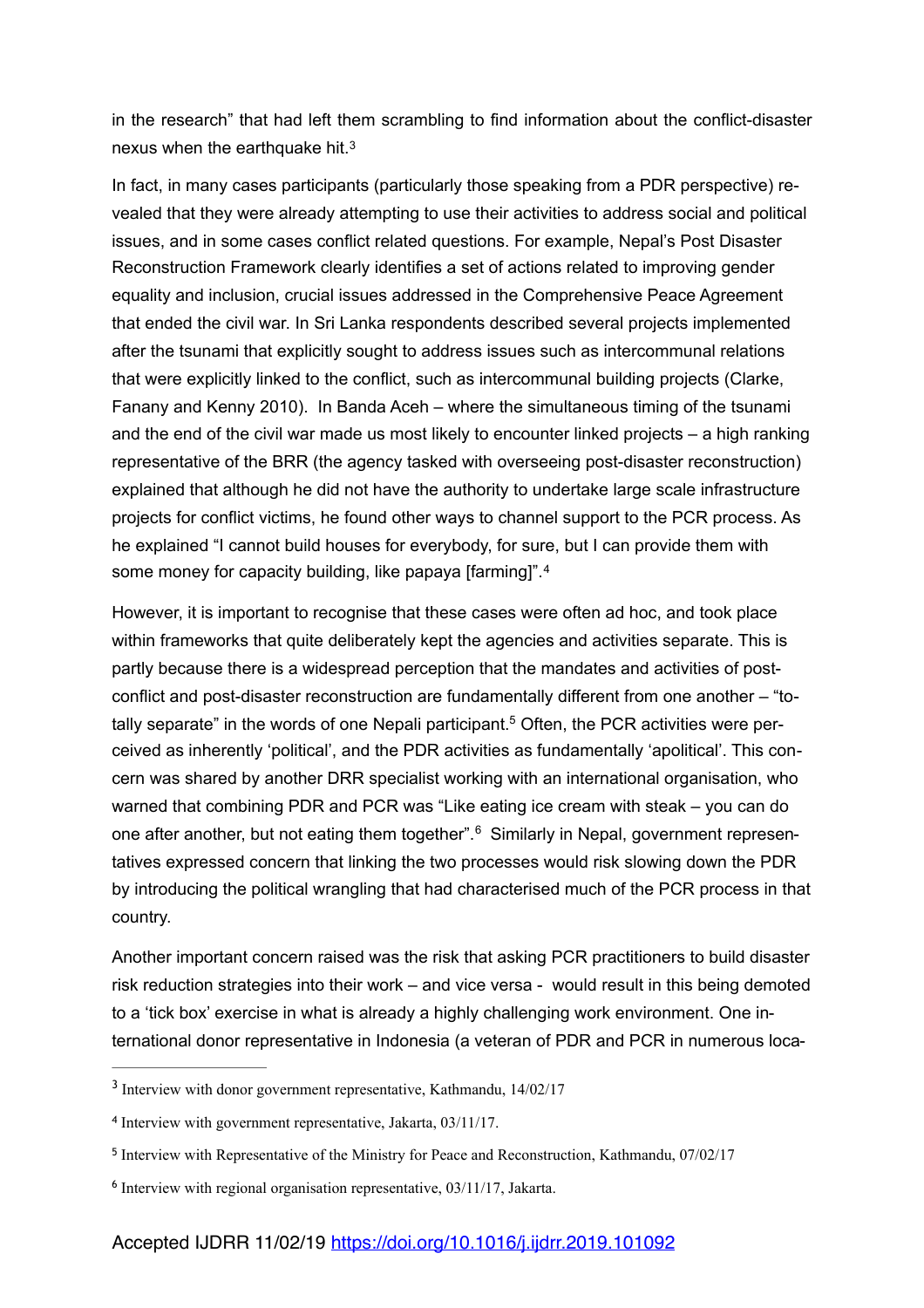in the research" that had left them scrambling to find information about the conflict-disaster nexus when the earthquake hit.[3]

In fact, in many cases participants (particularly those speaking from a PDR perspective) revealed that they were already attempting to use their activities to address social and political issues, and in some cases conflict related questions. For example, Nepal's Post Disaster Reconstruction Framework clearly identifies a set of actions related to improving gender equality and inclusion, crucial issues addressed in the Comprehensive Peace Agreement that ended the civil war. In Sri Lanka respondents described several projects implemented after the tsunami that explicitly sought to address issues such as intercommunal relations that were explicitly linked to the conflict, such as intercommunal building projects (Clarke, Fanany and Kenny 2010). In Banda Aceh – where the simultaneous timing of the tsunami and the end of the civil war made us most likely to encounter linked projects – a high ranking representative of the BRR (the agency tasked with overseeing post-disaster reconstruction) explained that although he did not have the authority to undertake large scale infrastructure projects for conflict victims, he found other ways to channel support to the PCR process. As he explained "I cannot build houses for everybody, for sure, but I can provide them with some money for capacity building, like papaya [farming]".[4]

However, it is important to recognise that these cases were often ad hoc, and took place within frameworks that quite deliberately kept the agencies and activities separate. This is partly because there is a widespread perception that the mandates and activities of post-conflict and post-disaster reconstruction are fundamentally different from one another – "totally separate" in the words of one Nepali participant.[5] Often, the PCR activities were perceived as inherently 'political', and the PDR activities as fundamentally 'apolitical'. This concern was shared by another DRR specialist working with an international organisation, who warned that combining PDR and PCR was "Like eating ice cream with steak – you can do one after another, but not eating them together".[6] Similarly in Nepal, government representatives expressed concern that linking the two processes would risk slowing down the PDR by introducing the political wrangling that had characterised much of the PCR process in that country.

Another important concern raised was the risk that asking PCR practitioners to build disaster risk reduction strategies into their work – and vice versa - would result in this being demoted to a 'tick box' exercise in what is already a highly challenging work environment. One international donor representative in Indonesia (a veteran of PDR and PCR in numerous loca-

---

[3] Interview with donor government representative, Kathmandu, 14/02/17

[4] Interview with government representative, Jakarta, 03/11/17.

[5] Interview with Representative of the Ministry for Peace and Reconstruction, Kathmandu, 07/02/17

[6] Interview with regional organisation representative, 03/11/17, Jakarta.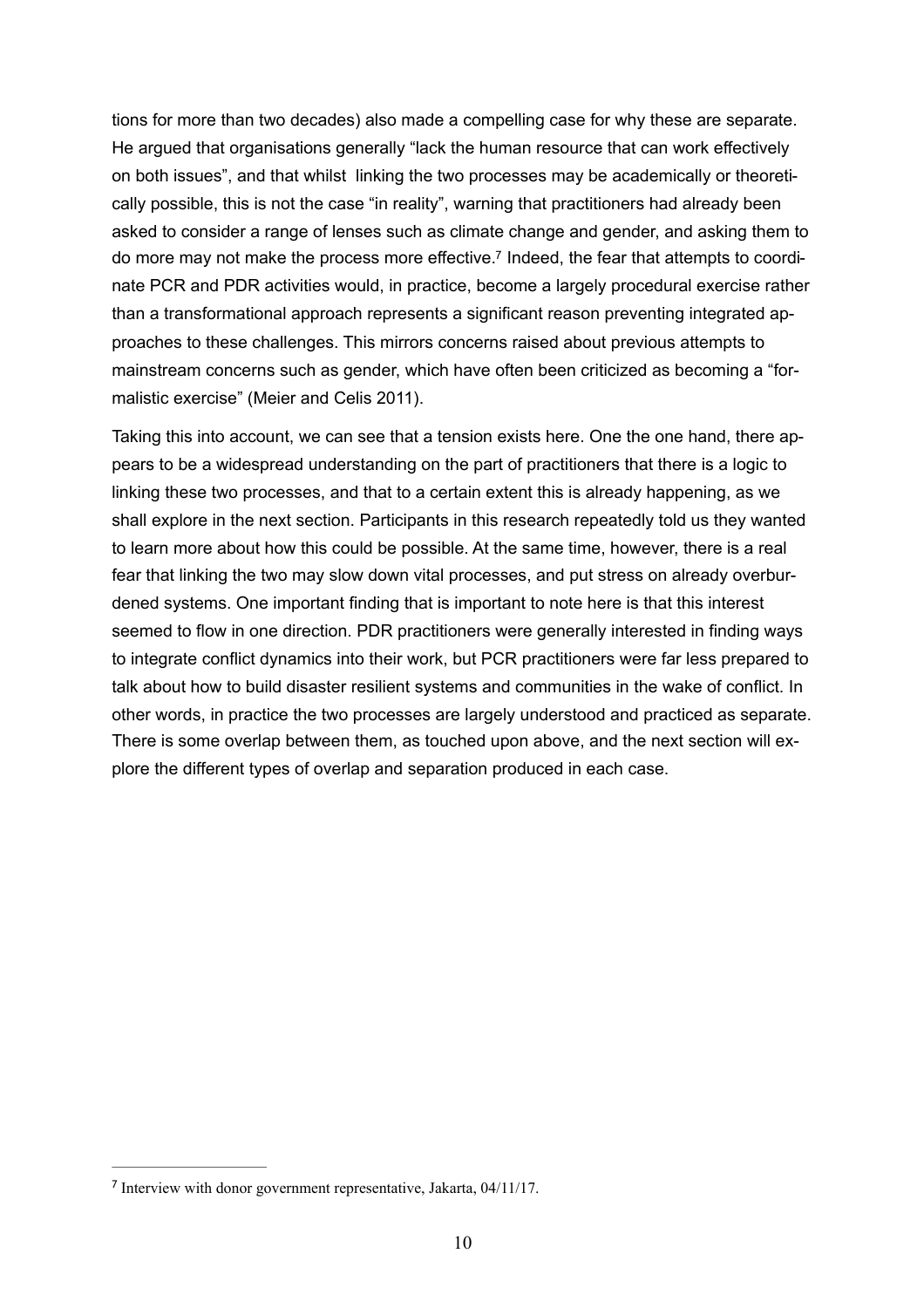tions for more than two decades) also made a compelling case for why these are separate. He argued that organisations generally "lack the human resource that can work effectively on both issues", and that whilst linking the two processes may be academically or theoretically possible, this is not the case "in reality", warning that practitioners had already been asked to consider a range of lenses such as climate change and gender, and asking them to do more may not make the process more effective.[7] Indeed, the fear that attempts to coordinate PCR and PDR activities would, in practice, become a largely procedural exercise rather than a transformational approach represents a significant reason preventing integrated approaches to these challenges. This mirrors concerns raised about previous attempts to mainstream concerns such as gender, which have often been criticized as becoming a "formalistic exercise" (Meier and Celis 2011).

Taking this into account, we can see that a tension exists here. One the one hand, there appears to be a widespread understanding on the part of practitioners that there is a logic to linking these two processes, and that to a certain extent this is already happening, as we shall explore in the next section. Participants in this research repeatedly told us they wanted to learn more about how this could be possible. At the same time, however, there is a real fear that linking the two may slow down vital processes, and put stress on already overburdened systems. One important finding that is important to note here is that this interest seemed to flow in one direction. PDR practitioners were generally interested in finding ways to integrate conflict dynamics into their work, but PCR practitioners were far less prepared to talk about how to build disaster resilient systems and communities in the wake of conflict. In other words, in practice the two processes are largely understood and practiced as separate. There is some overlap between them, as touched upon above, and the next section will explore the different types of overlap and separation produced in each case.

---

[7] Interview with donor government representative, Jakarta, 04/11/17.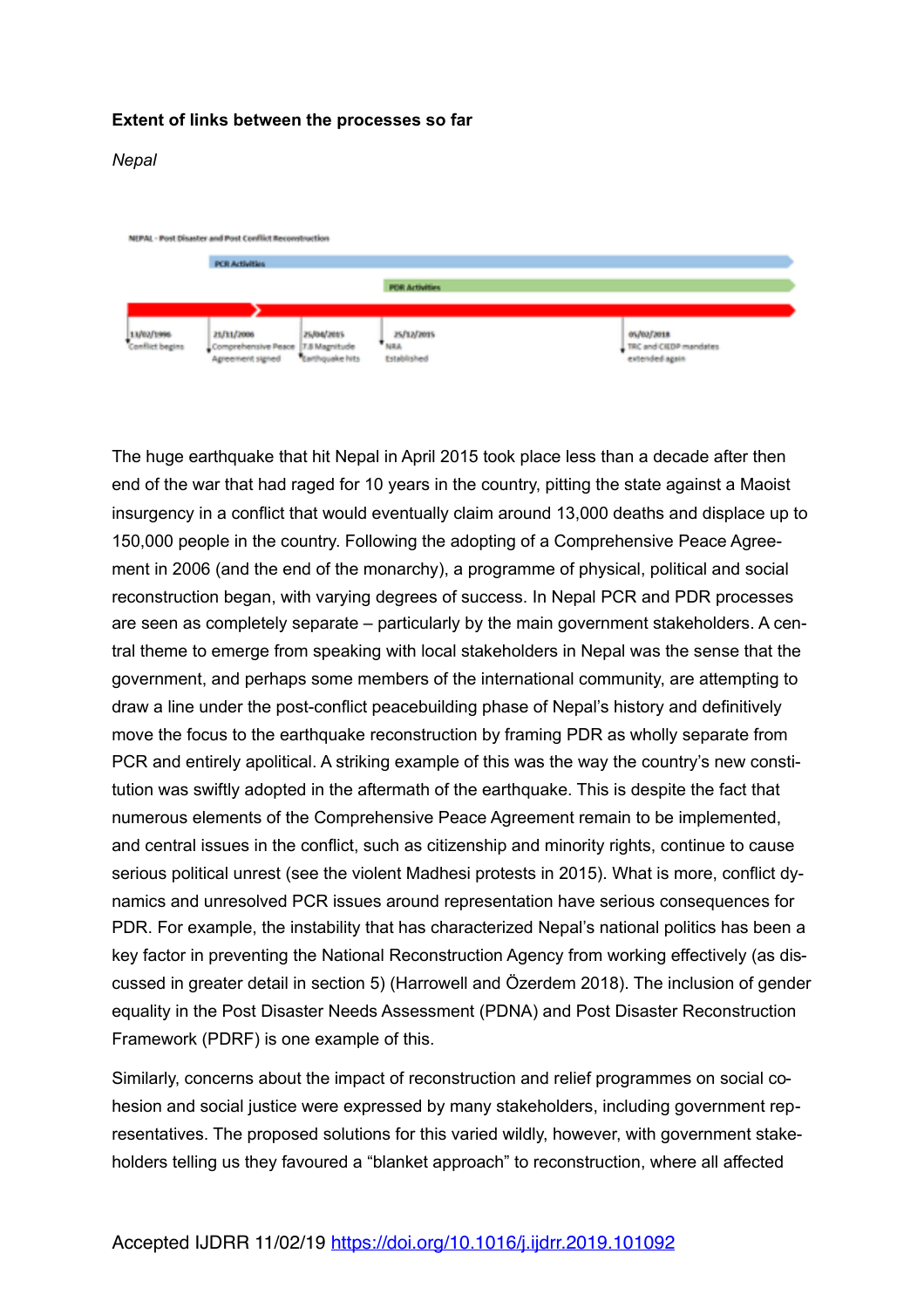**Extent of links between the processes so far**

*Nepal*

NEPAL - Post Disaster and Post Conflict Reconstruction

PCR Activities

PDR Activities

13/02/1996 Conflict begins

21/11/2006 Comprehensive Peace Agreement signed

25/04/2015 7.8 Magnitude Earthquake hits

25/12/2015 NRA Established

05/02/2018 TRC and CIEDP mandates extended again

The huge earthquake that hit Nepal in April 2015 took place less than a decade after then end of the war that had raged for 10 years in the country, pitting the state against a Maoist insurgency in a conflict that would eventually claim around 13,000 deaths and displace up to 150,000 people in the country. Following the adopting of a Comprehensive Peace Agreement in 2006 (and the end of the monarchy), a programme of physical, political and social reconstruction began, with varying degrees of success. In Nepal PCR and PDR processes are seen as completely separate – particularly by the main government stakeholders. A central theme to emerge from speaking with local stakeholders in Nepal was the sense that the government, and perhaps some members of the international community, are attempting to draw a line under the post-conflict peacebuilding phase of Nepal's history and definitively move the focus to the earthquake reconstruction by framing PDR as wholly separate from PCR and entirely apolitical. A striking example of this was the way the country's new constitution was swiftly adopted in the aftermath of the earthquake. This is despite the fact that numerous elements of the Comprehensive Peace Agreement remain to be implemented, and central issues in the conflict, such as citizenship and minority rights, continue to cause serious political unrest (see the violent Madhesi protests in 2015). What is more, conflict dynamics and unresolved PCR issues around representation have serious consequences for PDR. For example, the instability that has characterized Nepal's national politics has been a key factor in preventing the National Reconstruction Agency from working effectively (as discussed in greater detail in section 5) (Harrowell and Özerdem 2018). The inclusion of gender equality in the Post Disaster Needs Assessment (PDNA) and Post Disaster Reconstruction Framework (PDRF) is one example of this.

Similarly, concerns about the impact of reconstruction and relief programmes on social cohesion and social justice were expressed by many stakeholders, including government representatives. The proposed solutions for this varied wildly, however, with government stakeholders telling us they favoured a "blanket approach" to reconstruction, where all affected

Accepted IJDRR 11/02/19 https://doi.org/10.1016/j.ijdrr.2019.101092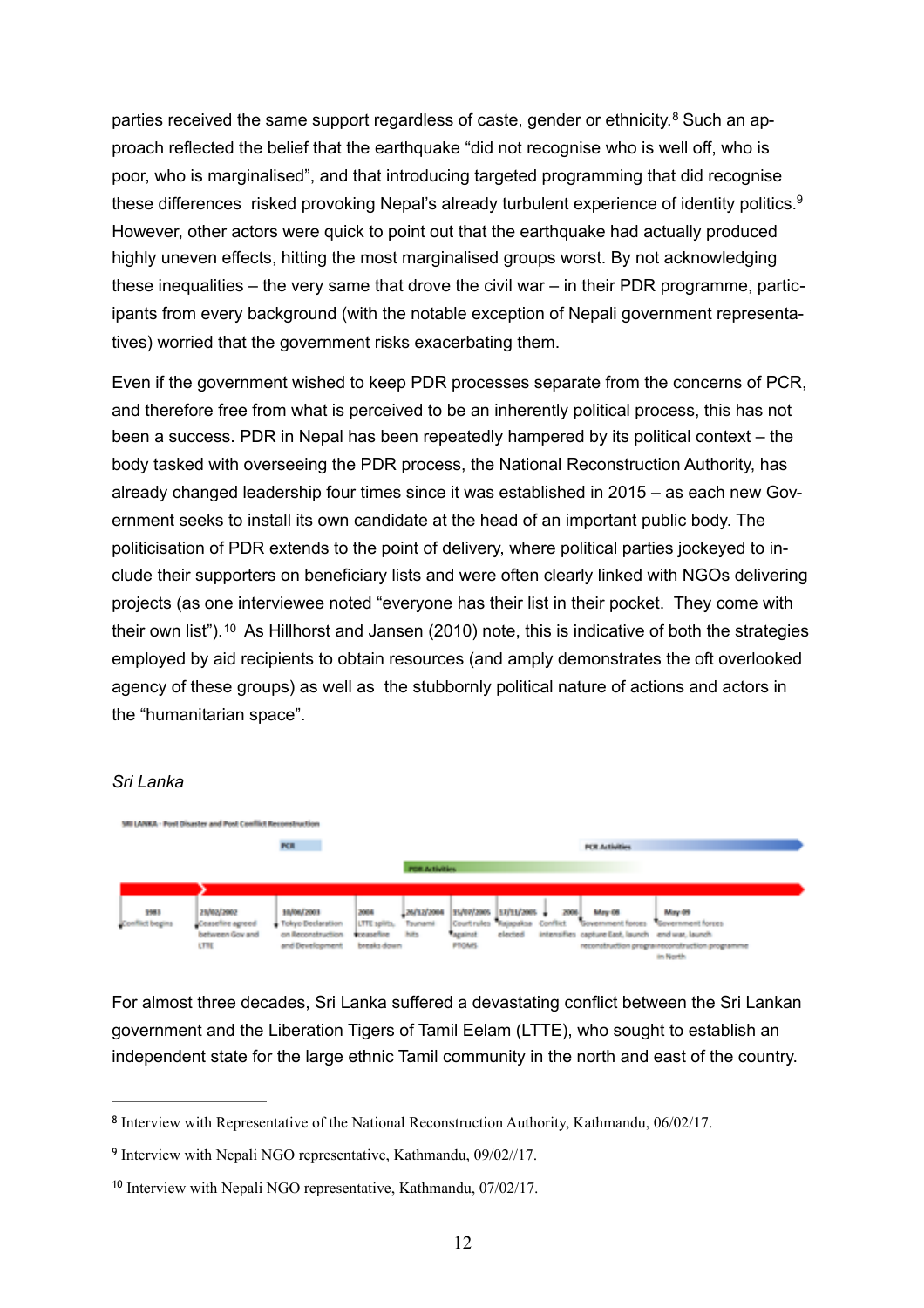parties received the same support regardless of caste, gender or ethnicity.[8] Such an approach reflected the belief that the earthquake "did not recognise who is well off, who is poor, who is marginalised", and that introducing targeted programming that did recognise these differences risked provoking Nepal's already turbulent experience of identity politics.[9] However, other actors were quick to point out that the earthquake had actually produced highly uneven effects, hitting the most marginalised groups worst. By not acknowledging these inequalities – the very same that drove the civil war – in their PDR programme, participants from every background (with the notable exception of Nepali government representatives) worried that the government risks exacerbating them.

Even if the government wished to keep PDR processes separate from the concerns of PCR, and therefore free from what is perceived to be an inherently political process, this has not been a success. PDR in Nepal has been repeatedly hampered by its political context – the body tasked with overseeing the PDR process, the National Reconstruction Authority, has already changed leadership four times since it was established in 2015 – as each new Government seeks to install its own candidate at the head of an important public body. The politicisation of PDR extends to the point of delivery, where political parties jockeyed to include their supporters on beneficiary lists and were often clearly linked with NGOs delivering projects (as one interviewee noted "everyone has their list in their pocket. They come with their own list").[10] As Hillhorst and Jansen (2010) note, this is indicative of both the strategies employed by aid recipients to obtain resources (and amply demonstrates the oft overlooked agency of these groups) as well as the stubbornly political nature of actions and actors in the "humanitarian space".

*Sri Lanka*

SRI LANKA - Post Disaster and Post Conflict Reconstruction

PCR | PCR Activities | PDR Activities

- 1983 – Conflict begins
- 22/02/2002 – Ceasefire agreed between Gov and LTTE
- 10/06/2003 – Tokyo Declaration on Reconstruction and Development
- 2004 – LTTE splits, ceasefire breaks down
- 26/12/2004 – Tsunami hits
- 15/07/2005 – Court rules against PTOMS
- 17/11/2005 – Rajapaksa elected
- 2006 – Conflict intensifies
- May-08 – Government forces capture East, launch reconstruction programme
- May-09 – Government forces end war, launch reconstruction programme in North

For almost three decades, Sri Lanka suffered a devastating conflict between the Sri Lankan government and the Liberation Tigers of Tamil Eelam (LTTE), who sought to establish an independent state for the large ethnic Tamil community in the north and east of the country.

---

[8] Interview with Representative of the National Reconstruction Authority, Kathmandu, 06/02/17.

[9] Interview with Nepali NGO representative, Kathmandu, 09/02//17.

[10] Interview with Nepali NGO representative, Kathmandu, 07/02/17.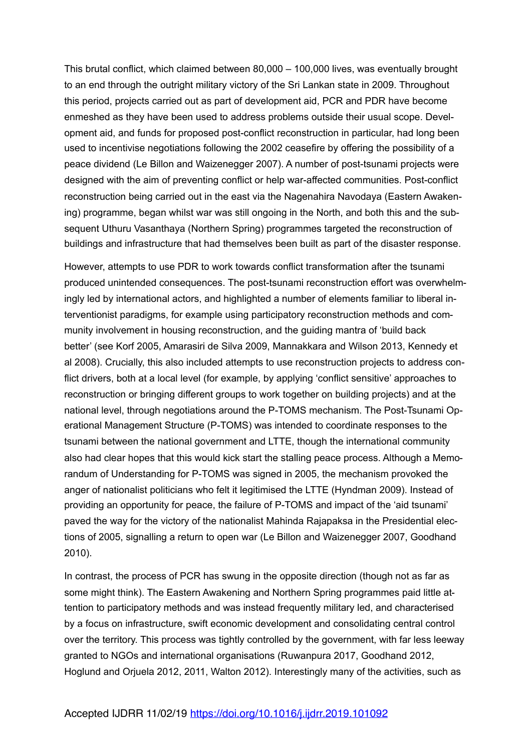This brutal conflict, which claimed between 80,000 – 100,000 lives, was eventually brought to an end through the outright military victory of the Sri Lankan state in 2009. Throughout this period, projects carried out as part of development aid, PCR and PDR have become enmeshed as they have been used to address problems outside their usual scope. Development aid, and funds for proposed post-conflict reconstruction in particular, had long been used to incentivise negotiations following the 2002 ceasefire by offering the possibility of a peace dividend (Le Billon and Waizenegger 2007). A number of post-tsunami projects were designed with the aim of preventing conflict or help war-affected communities. Post-conflict reconstruction being carried out in the east via the Nagenahira Navodaya (Eastern Awakening) programme, began whilst war was still ongoing in the North, and both this and the subsequent Uthuru Vasanthaya (Northern Spring) programmes targeted the reconstruction of buildings and infrastructure that had themselves been built as part of the disaster response.

However, attempts to use PDR to work towards conflict transformation after the tsunami produced unintended consequences. The post-tsunami reconstruction effort was overwhelmingly led by international actors, and highlighted a number of elements familiar to liberal interventionist paradigms, for example using participatory reconstruction methods and community involvement in housing reconstruction, and the guiding mantra of 'build back better' (see Korf 2005, Amarasiri de Silva 2009, Mannakkara and Wilson 2013, Kennedy et al 2008). Crucially, this also included attempts to use reconstruction projects to address conflict drivers, both at a local level (for example, by applying 'conflict sensitive' approaches to reconstruction or bringing different groups to work together on building projects) and at the national level, through negotiations around the P-TOMS mechanism. The Post-Tsunami Operational Management Structure (P-TOMS) was intended to coordinate responses to the tsunami between the national government and LTTE, though the international community also had clear hopes that this would kick start the stalling peace process. Although a Memorandum of Understanding for P-TOMS was signed in 2005, the mechanism provoked the anger of nationalist politicians who felt it legitimised the LTTE (Hyndman 2009). Instead of providing an opportunity for peace, the failure of P-TOMS and impact of the 'aid tsunami' paved the way for the victory of the nationalist Mahinda Rajapaksa in the Presidential elections of 2005, signalling a return to open war (Le Billon and Waizenegger 2007, Goodhand 2010).

In contrast, the process of PCR has swung in the opposite direction (though not as far as some might think). The Eastern Awakening and Northern Spring programmes paid little attention to participatory methods and was instead frequently military led, and characterised by a focus on infrastructure, swift economic development and consolidating central control over the territory. This process was tightly controlled by the government, with far less leeway granted to NGOs and international organisations (Ruwanpura 2017, Goodhand 2012, Hoglund and Orjuela 2012, 2011, Walton 2012). Interestingly many of the activities, such as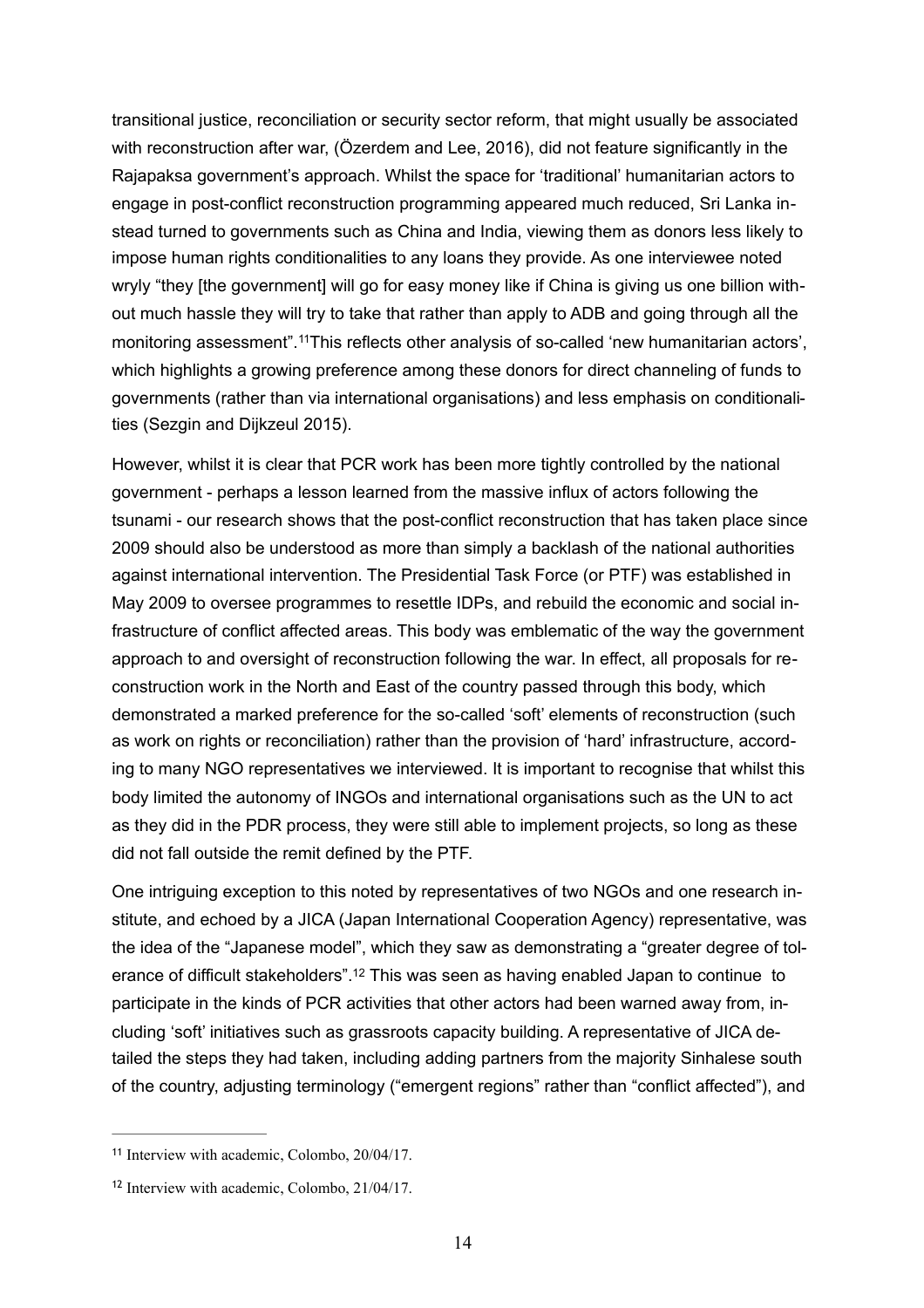transitional justice, reconciliation or security sector reform, that might usually be associated with reconstruction after war, (Özerdem and Lee, 2016), did not feature significantly in the Rajapaksa government's approach. Whilst the space for 'traditional' humanitarian actors to engage in post-conflict reconstruction programming appeared much reduced, Sri Lanka instead turned to governments such as China and India, viewing them as donors less likely to impose human rights conditionalities to any loans they provide. As one interviewee noted wryly "they [the government] will go for easy money like if China is giving us one billion without much hassle they will try to take that rather than apply to ADB and going through all the monitoring assessment".[11] This reflects other analysis of so-called 'new humanitarian actors', which highlights a growing preference among these donors for direct channeling of funds to governments (rather than via international organisations) and less emphasis on conditionalities (Sezgin and Dijkzeul 2015).

However, whilst it is clear that PCR work has been more tightly controlled by the national government - perhaps a lesson learned from the massive influx of actors following the tsunami - our research shows that the post-conflict reconstruction that has taken place since 2009 should also be understood as more than simply a backlash of the national authorities against international intervention. The Presidential Task Force (or PTF) was established in May 2009 to oversee programmes to resettle IDPs, and rebuild the economic and social infrastructure of conflict affected areas. This body was emblematic of the way the government approach to and oversight of reconstruction following the war. In effect, all proposals for reconstruction work in the North and East of the country passed through this body, which demonstrated a marked preference for the so-called 'soft' elements of reconstruction (such as work on rights or reconciliation) rather than the provision of 'hard' infrastructure, according to many NGO representatives we interviewed. It is important to recognise that whilst this body limited the autonomy of INGOs and international organisations such as the UN to act as they did in the PDR process, they were still able to implement projects, so long as these did not fall outside the remit defined by the PTF.

One intriguing exception to this noted by representatives of two NGOs and one research institute, and echoed by a JICA (Japan International Cooperation Agency) representative, was the idea of the "Japanese model", which they saw as demonstrating a "greater degree of tolerance of difficult stakeholders".[12] This was seen as having enabled Japan to continue to participate in the kinds of PCR activities that other actors had been warned away from, including 'soft' initiatives such as grassroots capacity building. A representative of JICA detailed the steps they had taken, including adding partners from the majority Sinhalese south of the country, adjusting terminology ("emergent regions" rather than "conflict affected"), and

---

[11] Interview with academic, Colombo, 20/04/17.

[12] Interview with academic, Colombo, 21/04/17.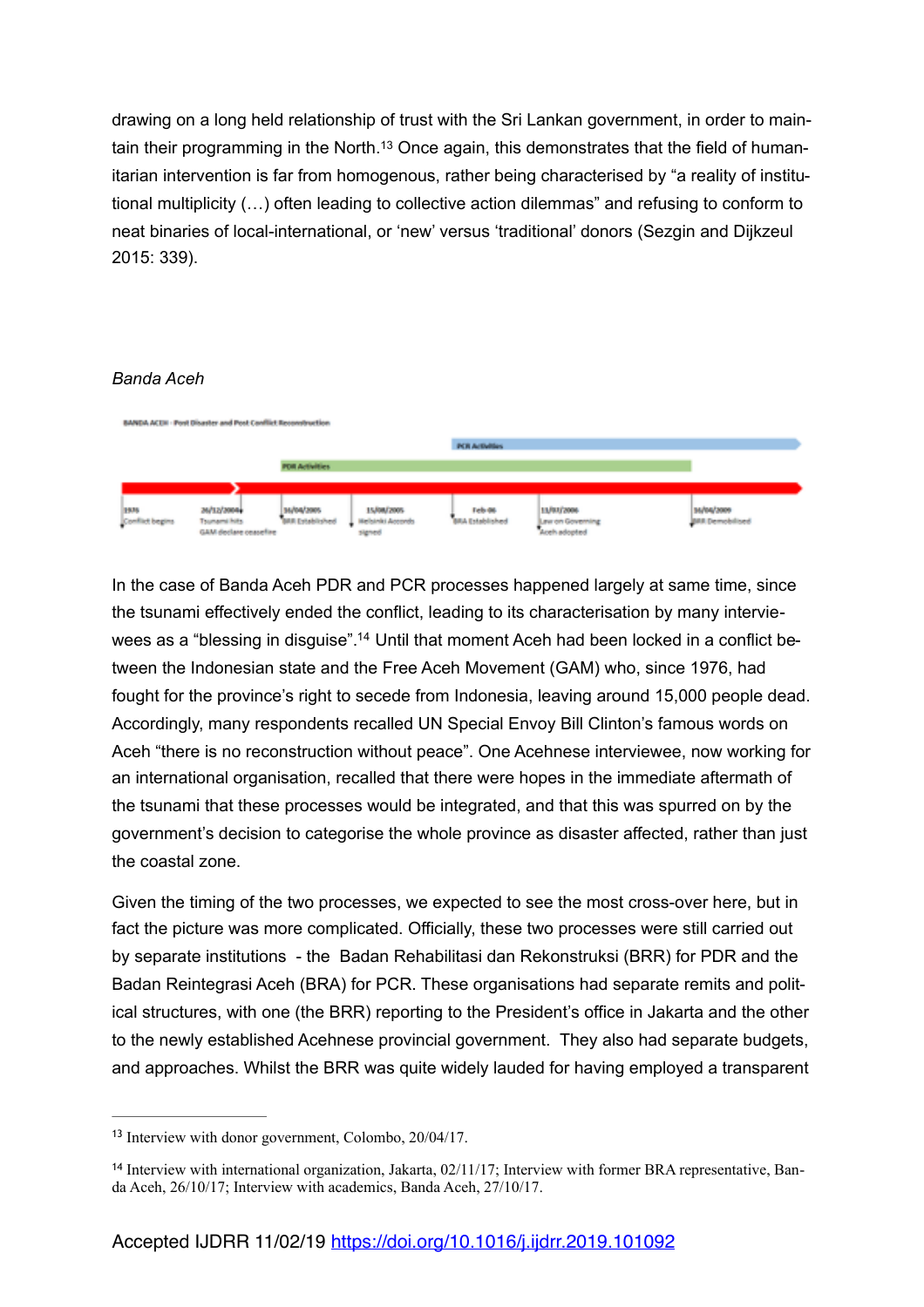drawing on a long held relationship of trust with the Sri Lankan government, in order to maintain their programming in the North.[13] Once again, this demonstrates that the field of humanitarian intervention is far from homogenous, rather being characterised by "a reality of institutional multiplicity (…) often leading to collective action dilemmas" and refusing to conform to neat binaries of local-international, or 'new' versus 'traditional' donors (Sezgin and Dijkzeul 2015: 339).

*Banda Aceh*

BANDA ACEH - Post Disaster and Post Conflict Reconstruction

PCR Activities

PDR Activities

1976 Conflict begins | 26/12/2004 Tsunami hits GAM declare ceasefire | 16/04/2005 BRR Established | 15/08/2005 Helsinki Accords signed | Feb-06 BRA Established | 11/07/2006 Law on Governing Aceh adopted | 16/04/2009 BRR Demobilised

In the case of Banda Aceh PDR and PCR processes happened largely at same time, since the tsunami effectively ended the conflict, leading to its characterisation by many interviewees as a "blessing in disguise".[14] Until that moment Aceh had been locked in a conflict between the Indonesian state and the Free Aceh Movement (GAM) who, since 1976, had fought for the province's right to secede from Indonesia, leaving around 15,000 people dead. Accordingly, many respondents recalled UN Special Envoy Bill Clinton's famous words on Aceh "there is no reconstruction without peace". One Acehnese interviewee, now working for an international organisation, recalled that there were hopes in the immediate aftermath of the tsunami that these processes would be integrated, and that this was spurred on by the government's decision to categorise the whole province as disaster affected, rather than just the coastal zone.

Given the timing of the two processes, we expected to see the most cross-over here, but in fact the picture was more complicated. Officially, these two processes were still carried out by separate institutions - the Badan Rehabilitasi dan Rekonstruksi (BRR) for PDR and the Badan Reintegrasi Aceh (BRA) for PCR. These organisations had separate remits and political structures, with one (the BRR) reporting to the President's office in Jakarta and the other to the newly established Acehnese provincial government. They also had separate budgets, and approaches. Whilst the BRR was quite widely lauded for having employed a transparent

[13] Interview with donor government, Colombo, 20/04/17.

[14] Interview with international organization, Jakarta, 02/11/17; Interview with former BRA representative, Banda Aceh, 26/10/17; Interview with academics, Banda Aceh, 27/10/17.

Accepted IJDRR 11/02/19 https://doi.org/10.1016/j.ijdrr.2019.101092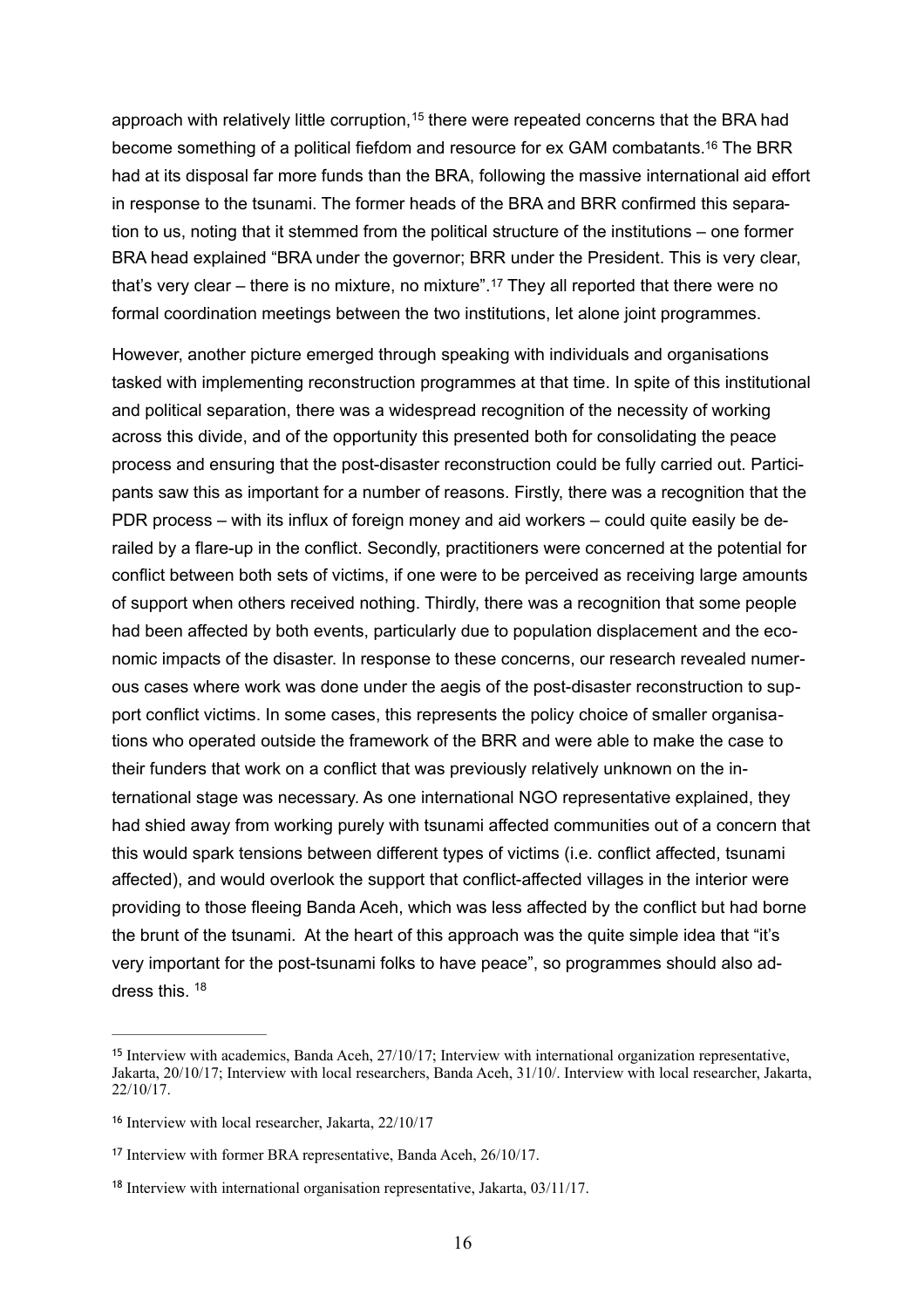approach with relatively little corruption,[15] there were repeated concerns that the BRA had become something of a political fiefdom and resource for ex GAM combatants.[16] The BRR had at its disposal far more funds than the BRA, following the massive international aid effort in response to the tsunami. The former heads of the BRA and BRR confirmed this separation to us, noting that it stemmed from the political structure of the institutions – one former BRA head explained "BRA under the governor; BRR under the President. This is very clear, that's very clear – there is no mixture, no mixture".[17] They all reported that there were no formal coordination meetings between the two institutions, let alone joint programmes.

However, another picture emerged through speaking with individuals and organisations tasked with implementing reconstruction programmes at that time. In spite of this institutional and political separation, there was a widespread recognition of the necessity of working across this divide, and of the opportunity this presented both for consolidating the peace process and ensuring that the post-disaster reconstruction could be fully carried out. Participants saw this as important for a number of reasons. Firstly, there was a recognition that the PDR process – with its influx of foreign money and aid workers – could quite easily be derailed by a flare-up in the conflict. Secondly, practitioners were concerned at the potential for conflict between both sets of victims, if one were to be perceived as receiving large amounts of support when others received nothing. Thirdly, there was a recognition that some people had been affected by both events, particularly due to population displacement and the economic impacts of the disaster. In response to these concerns, our research revealed numerous cases where work was done under the aegis of the post-disaster reconstruction to support conflict victims. In some cases, this represents the policy choice of smaller organisations who operated outside the framework of the BRR and were able to make the case to their funders that work on a conflict that was previously relatively unknown on the international stage was necessary. As one international NGO representative explained, they had shied away from working purely with tsunami affected communities out of a concern that this would spark tensions between different types of victims (i.e. conflict affected, tsunami affected), and would overlook the support that conflict-affected villages in the interior were providing to those fleeing Banda Aceh, which was less affected by the conflict but had borne the brunt of the tsunami. At the heart of this approach was the quite simple idea that "it's very important for the post-tsunami folks to have peace", so programmes should also address this. [18]

---

[15] Interview with academics, Banda Aceh, 27/10/17; Interview with international organization representative, Jakarta, 20/10/17; Interview with local researchers, Banda Aceh, 31/10/. Interview with local researcher, Jakarta, 22/10/17.

[16] Interview with local researcher, Jakarta, 22/10/17

[17] Interview with former BRA representative, Banda Aceh, 26/10/17.

[18] Interview with international organisation representative, Jakarta, 03/11/17.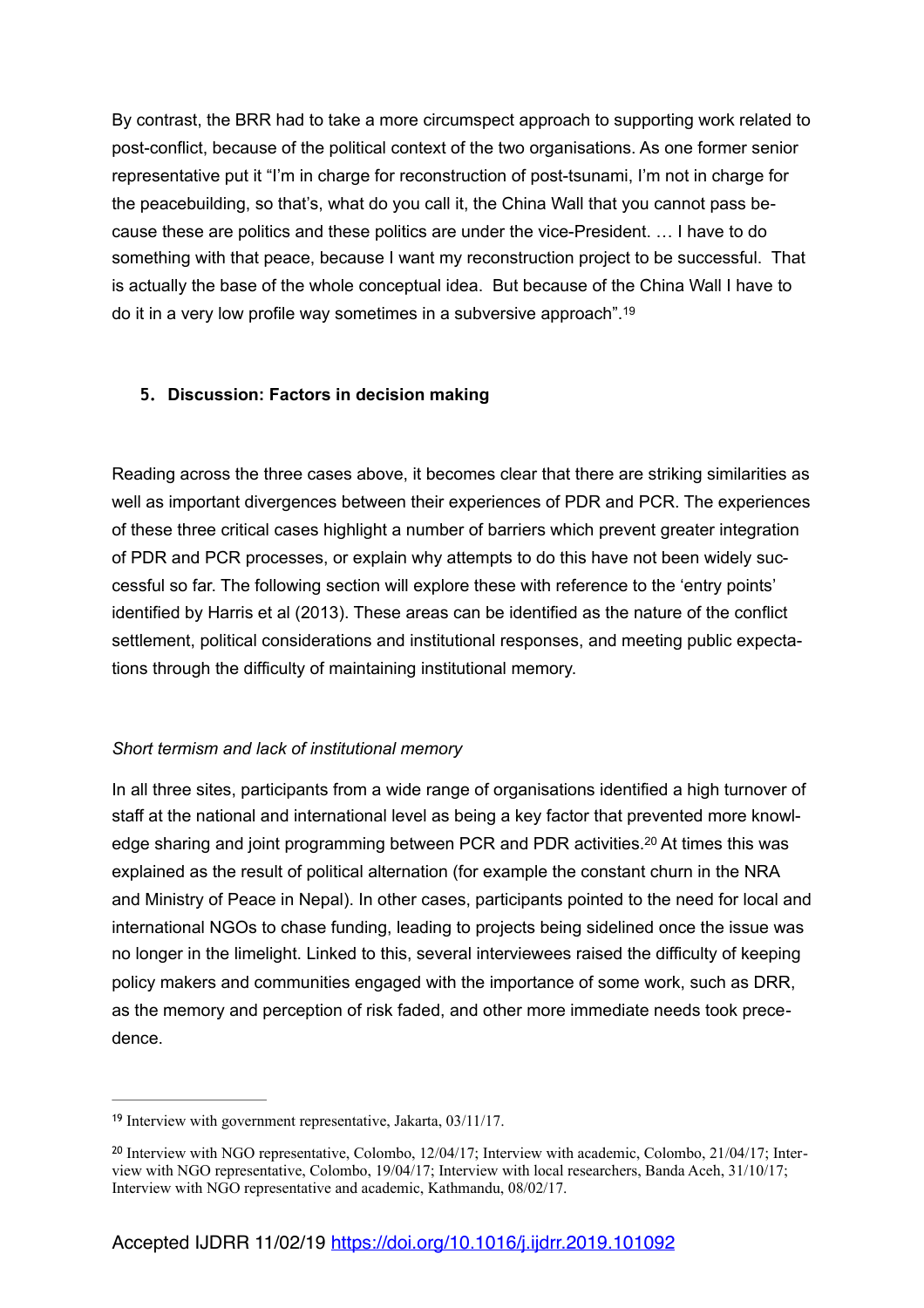By contrast, the BRR had to take a more circumspect approach to supporting work related to post-conflict, because of the political context of the two organisations. As one former senior representative put it "I'm in charge for reconstruction of post-tsunami, I'm not in charge for the peacebuilding, so that's, what do you call it, the China Wall that you cannot pass because these are politics and these politics are under the vice-President. … I have to do something with that peace, because I want my reconstruction project to be successful. That is actually the base of the whole conceptual idea. But because of the China Wall I have to do it in a very low profile way sometimes in a subversive approach".[19]

## 5. Discussion: Factors in decision making

Reading across the three cases above, it becomes clear that there are striking similarities as well as important divergences between their experiences of PDR and PCR. The experiences of these three critical cases highlight a number of barriers which prevent greater integration of PDR and PCR processes, or explain why attempts to do this have not been widely successful so far. The following section will explore these with reference to the 'entry points' identified by Harris et al (2013). These areas can be identified as the nature of the conflict settlement, political considerations and institutional responses, and meeting public expectations through the difficulty of maintaining institutional memory.

*Short termism and lack of institutional memory*

In all three sites, participants from a wide range of organisations identified a high turnover of staff at the national and international level as being a key factor that prevented more knowledge sharing and joint programming between PCR and PDR activities.[20] At times this was explained as the result of political alternation (for example the constant churn in the NRA and Ministry of Peace in Nepal). In other cases, participants pointed to the need for local and international NGOs to chase funding, leading to projects being sidelined once the issue was no longer in the limelight. Linked to this, several interviewees raised the difficulty of keeping policy makers and communities engaged with the importance of some work, such as DRR, as the memory and perception of risk faded, and other more immediate needs took precedence.

---

[19] Interview with government representative, Jakarta, 03/11/17.

[20] Interview with NGO representative, Colombo, 12/04/17; Interview with academic, Colombo, 21/04/17; Interview with NGO representative, Colombo, 19/04/17; Interview with local researchers, Banda Aceh, 31/10/17; Interview with NGO representative and academic, Kathmandu, 08/02/17.

Accepted IJDRR 11/02/19 https://doi.org/10.1016/j.ijdrr.2019.101092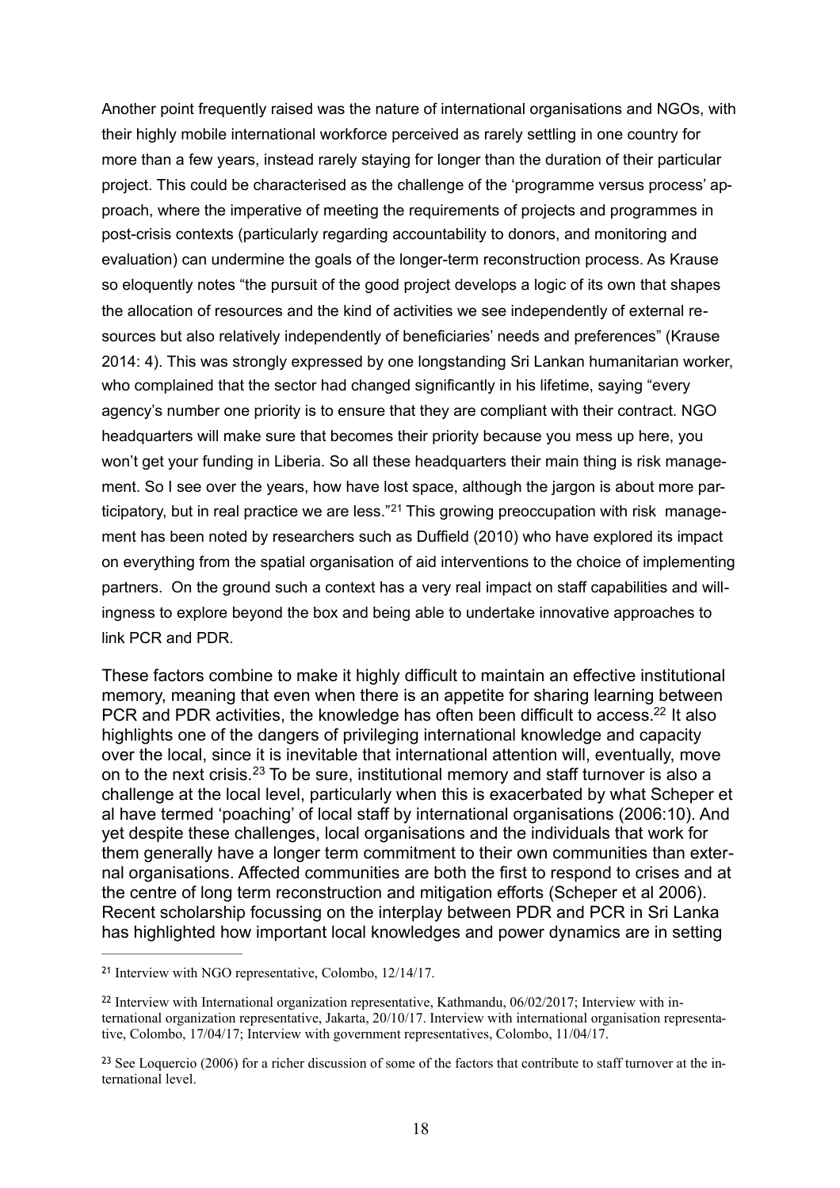Another point frequently raised was the nature of international organisations and NGOs, with their highly mobile international workforce perceived as rarely settling in one country for more than a few years, instead rarely staying for longer than the duration of their particular project. This could be characterised as the challenge of the 'programme versus process' approach, where the imperative of meeting the requirements of projects and programmes in post-crisis contexts (particularly regarding accountability to donors, and monitoring and evaluation) can undermine the goals of the longer-term reconstruction process. As Krause so eloquently notes "the pursuit of the good project develops a logic of its own that shapes the allocation of resources and the kind of activities we see independently of external resources but also relatively independently of beneficiaries' needs and preferences" (Krause 2014: 4). This was strongly expressed by one longstanding Sri Lankan humanitarian worker, who complained that the sector had changed significantly in his lifetime, saying "every agency's number one priority is to ensure that they are compliant with their contract. NGO headquarters will make sure that becomes their priority because you mess up here, you won't get your funding in Liberia. So all these headquarters their main thing is risk management. So I see over the years, how have lost space, although the jargon is about more participatory, but in real practice we are less."[21] This growing preoccupation with risk management has been noted by researchers such as Duffield (2010) who have explored its impact on everything from the spatial organisation of aid interventions to the choice of implementing partners. On the ground such a context has a very real impact on staff capabilities and willingness to explore beyond the box and being able to undertake innovative approaches to link PCR and PDR.

These factors combine to make it highly difficult to maintain an effective institutional memory, meaning that even when there is an appetite for sharing learning between PCR and PDR activities, the knowledge has often been difficult to access.[22] It also highlights one of the dangers of privileging international knowledge and capacity over the local, since it is inevitable that international attention will, eventually, move on to the next crisis.[23] To be sure, institutional memory and staff turnover is also a challenge at the local level, particularly when this is exacerbated by what Scheper et al have termed 'poaching' of local staff by international organisations (2006:10). And yet despite these challenges, local organisations and the individuals that work for them generally have a longer term commitment to their own communities than external organisations. Affected communities are both the first to respond to crises and at the centre of long term reconstruction and mitigation efforts (Scheper et al 2006). Recent scholarship focussing on the interplay between PDR and PCR in Sri Lanka has highlighted how important local knowledges and power dynamics are in setting

---

[21] Interview with NGO representative, Colombo, 12/14/17.

[22] Interview with International organization representative, Kathmandu, 06/02/2017; Interview with international organization representative, Jakarta, 20/10/17. Interview with international organisation representative, Colombo, 17/04/17; Interview with government representatives, Colombo, 11/04/17.

[23] See Loquercio (2006) for a richer discussion of some of the factors that contribute to staff turnover at the international level.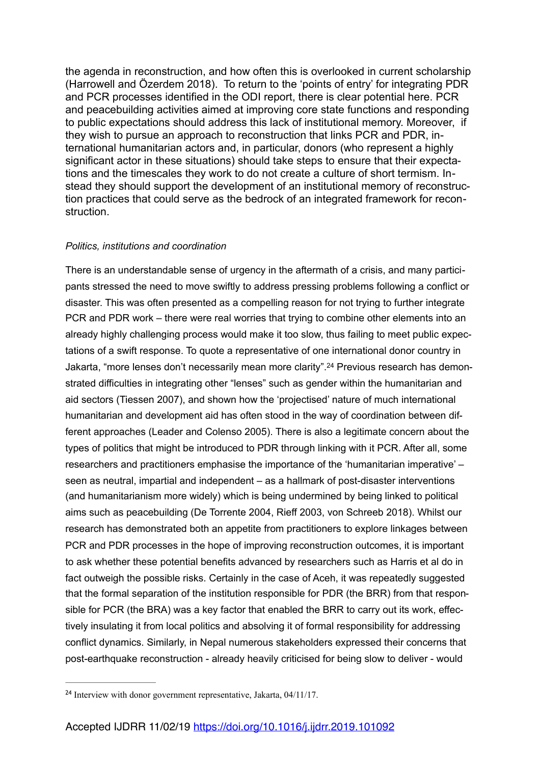the agenda in reconstruction, and how often this is overlooked in current scholarship (Harrowell and Özerdem 2018). To return to the 'points of entry' for integrating PDR and PCR processes identified in the ODI report, there is clear potential here. PCR and peacebuilding activities aimed at improving core state functions and responding to public expectations should address this lack of institutional memory. Moreover, if they wish to pursue an approach to reconstruction that links PCR and PDR, international humanitarian actors and, in particular, donors (who represent a highly significant actor in these situations) should take steps to ensure that their expectations and the timescales they work to do not create a culture of short termism. Instead they should support the development of an institutional memory of reconstruction practices that could serve as the bedrock of an integrated framework for reconstruction.

*Politics, institutions and coordination*

There is an understandable sense of urgency in the aftermath of a crisis, and many participants stressed the need to move swiftly to address pressing problems following a conflict or disaster. This was often presented as a compelling reason for not trying to further integrate PCR and PDR work – there were real worries that trying to combine other elements into an already highly challenging process would make it too slow, thus failing to meet public expectations of a swift response. To quote a representative of one international donor country in Jakarta, "more lenses don't necessarily mean more clarity".[24] Previous research has demonstrated difficulties in integrating other "lenses" such as gender within the humanitarian and aid sectors (Tiessen 2007), and shown how the 'projectised' nature of much international humanitarian and development aid has often stood in the way of coordination between different approaches (Leader and Colenso 2005). There is also a legitimate concern about the types of politics that might be introduced to PDR through linking with it PCR. After all, some researchers and practitioners emphasise the importance of the 'humanitarian imperative' – seen as neutral, impartial and independent – as a hallmark of post-disaster interventions (and humanitarianism more widely) which is being undermined by being linked to political aims such as peacebuilding (De Torrente 2004, Rieff 2003, von Schreeb 2018). Whilst our research has demonstrated both an appetite from practitioners to explore linkages between PCR and PDR processes in the hope of improving reconstruction outcomes, it is important to ask whether these potential benefits advanced by researchers such as Harris et al do in fact outweigh the possible risks. Certainly in the case of Aceh, it was repeatedly suggested that the formal separation of the institution responsible for PDR (the BRR) from that responsible for PCR (the BRA) was a key factor that enabled the BRR to carry out its work, effectively insulating it from local politics and absolving it of formal responsibility for addressing conflict dynamics. Similarly, in Nepal numerous stakeholders expressed their concerns that post-earthquake reconstruction - already heavily criticised for being slow to deliver - would

[24] Interview with donor government representative, Jakarta, 04/11/17.

Accepted IJDRR 11/02/19 https://doi.org/10.1016/j.ijdrr.2019.101092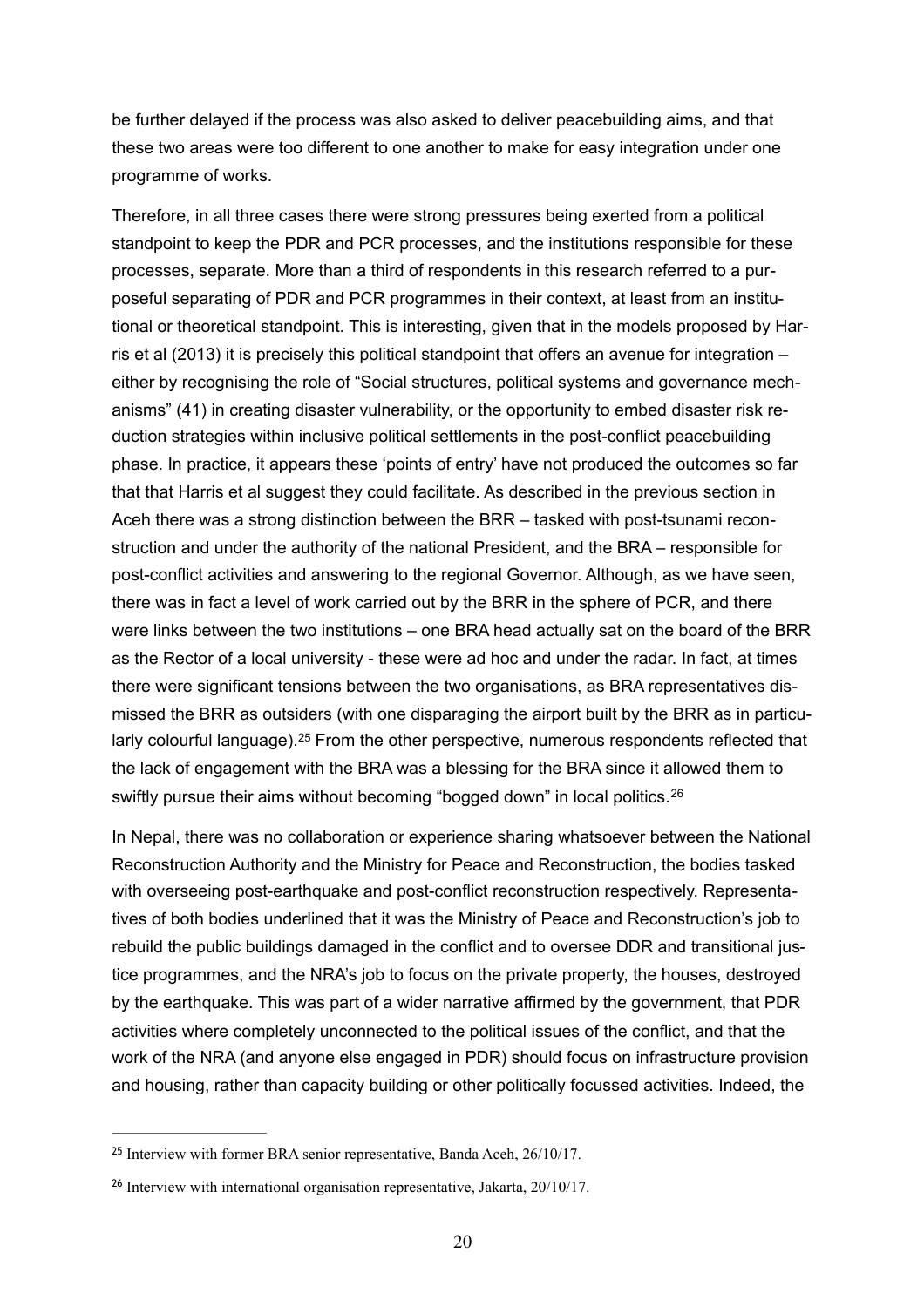be further delayed if the process was also asked to deliver peacebuilding aims, and that these two areas were too different to one another to make for easy integration under one programme of works.

Therefore, in all three cases there were strong pressures being exerted from a political standpoint to keep the PDR and PCR processes, and the institutions responsible for these processes, separate. More than a third of respondents in this research referred to a purposeful separating of PDR and PCR programmes in their context, at least from an institutional or theoretical standpoint. This is interesting, given that in the models proposed by Harris et al (2013) it is precisely this political standpoint that offers an avenue for integration – either by recognising the role of "Social structures, political systems and governance mechanisms" (41) in creating disaster vulnerability, or the opportunity to embed disaster risk reduction strategies within inclusive political settlements in the post-conflict peacebuilding phase. In practice, it appears these 'points of entry' have not produced the outcomes so far that that Harris et al suggest they could facilitate. As described in the previous section in Aceh there was a strong distinction between the BRR – tasked with post-tsunami reconstruction and under the authority of the national President, and the BRA – responsible for post-conflict activities and answering to the regional Governor. Although, as we have seen, there was in fact a level of work carried out by the BRR in the sphere of PCR, and there were links between the two institutions – one BRA head actually sat on the board of the BRR as the Rector of a local university - these were ad hoc and under the radar. In fact, at times there were significant tensions between the two organisations, as BRA representatives dismissed the BRR as outsiders (with one disparaging the airport built by the BRR as in particularly colourful language).[25] From the other perspective, numerous respondents reflected that the lack of engagement with the BRA was a blessing for the BRA since it allowed them to swiftly pursue their aims without becoming "bogged down" in local politics.[26]

In Nepal, there was no collaboration or experience sharing whatsoever between the National Reconstruction Authority and the Ministry for Peace and Reconstruction, the bodies tasked with overseeing post-earthquake and post-conflict reconstruction respectively. Representatives of both bodies underlined that it was the Ministry of Peace and Reconstruction's job to rebuild the public buildings damaged in the conflict and to oversee DDR and transitional justice programmes, and the NRA's job to focus on the private property, the houses, destroyed by the earthquake. This was part of a wider narrative affirmed by the government, that PDR activities where completely unconnected to the political issues of the conflict, and that the work of the NRA (and anyone else engaged in PDR) should focus on infrastructure provision and housing, rather than capacity building or other politically focussed activities. Indeed, the

---

[25] Interview with former BRA senior representative, Banda Aceh, 26/10/17.

[26] Interview with international organisation representative, Jakarta, 20/10/17.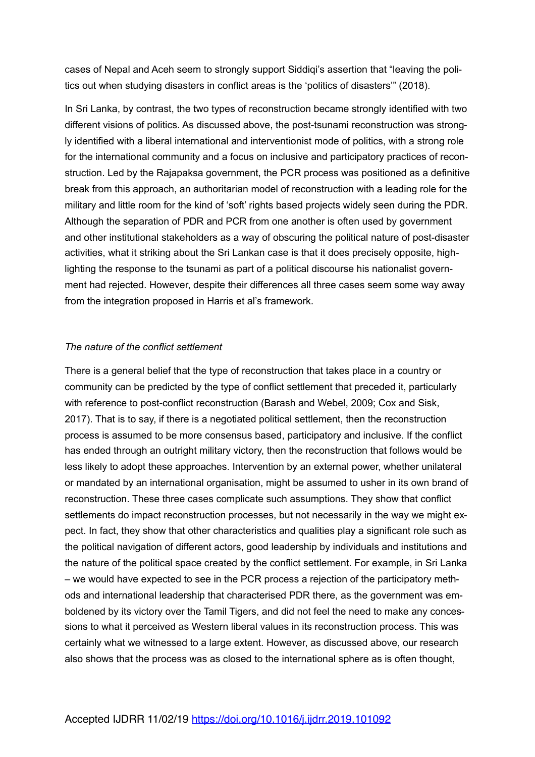cases of Nepal and Aceh seem to strongly support Siddiqi's assertion that "leaving the politics out when studying disasters in conflict areas is the 'politics of disasters'" (2018).

In Sri Lanka, by contrast, the two types of reconstruction became strongly identified with two different visions of politics. As discussed above, the post-tsunami reconstruction was strongly identified with a liberal international and interventionist mode of politics, with a strong role for the international community and a focus on inclusive and participatory practices of reconstruction. Led by the Rajapaksa government, the PCR process was positioned as a definitive break from this approach, an authoritarian model of reconstruction with a leading role for the military and little room for the kind of 'soft' rights based projects widely seen during the PDR. Although the separation of PDR and PCR from one another is often used by government and other institutional stakeholders as a way of obscuring the political nature of post-disaster activities, what it striking about the Sri Lankan case is that it does precisely opposite, highlighting the response to the tsunami as part of a political discourse his nationalist government had rejected. However, despite their differences all three cases seem some way away from the integration proposed in Harris et al's framework.

*The nature of the conflict settlement*

There is a general belief that the type of reconstruction that takes place in a country or community can be predicted by the type of conflict settlement that preceded it, particularly with reference to post-conflict reconstruction (Barash and Webel, 2009; Cox and Sisk, 2017). That is to say, if there is a negotiated political settlement, then the reconstruction process is assumed to be more consensus based, participatory and inclusive. If the conflict has ended through an outright military victory, then the reconstruction that follows would be less likely to adopt these approaches. Intervention by an external power, whether unilateral or mandated by an international organisation, might be assumed to usher in its own brand of reconstruction. These three cases complicate such assumptions. They show that conflict settlements do impact reconstruction processes, but not necessarily in the way we might expect. In fact, they show that other characteristics and qualities play a significant role such as the political navigation of different actors, good leadership by individuals and institutions and the nature of the political space created by the conflict settlement. For example, in Sri Lanka – we would have expected to see in the PCR process a rejection of the participatory methods and international leadership that characterised PDR there, as the government was emboldened by its victory over the Tamil Tigers, and did not feel the need to make any concessions to what it perceived as Western liberal values in its reconstruction process. This was certainly what we witnessed to a large extent. However, as discussed above, our research also shows that the process was as closed to the international sphere as is often thought,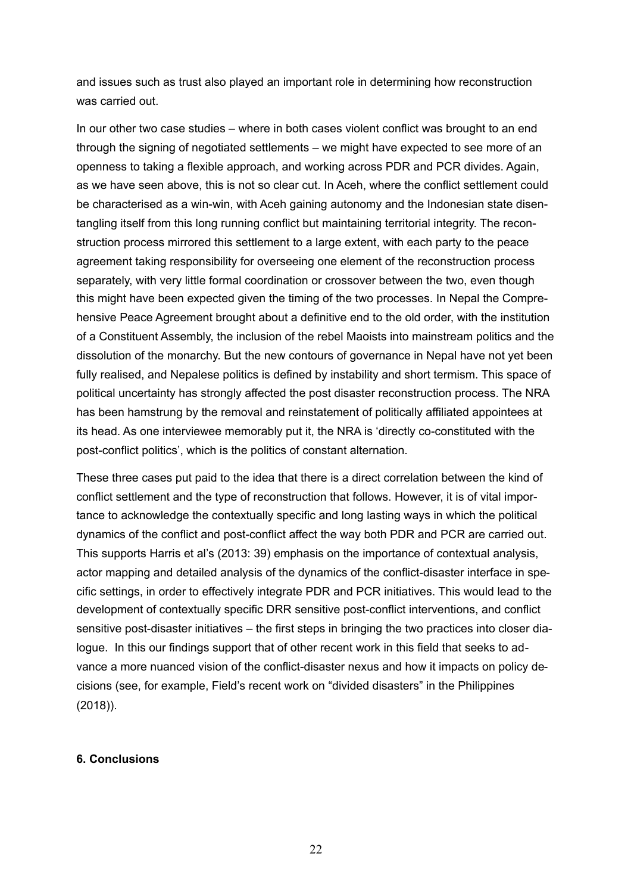and issues such as trust also played an important role in determining how reconstruction was carried out.

In our other two case studies – where in both cases violent conflict was brought to an end through the signing of negotiated settlements – we might have expected to see more of an openness to taking a flexible approach, and working across PDR and PCR divides. Again, as we have seen above, this is not so clear cut. In Aceh, where the conflict settlement could be characterised as a win-win, with Aceh gaining autonomy and the Indonesian state disentangling itself from this long running conflict but maintaining territorial integrity. The reconstruction process mirrored this settlement to a large extent, with each party to the peace agreement taking responsibility for overseeing one element of the reconstruction process separately, with very little formal coordination or crossover between the two, even though this might have been expected given the timing of the two processes. In Nepal the Comprehensive Peace Agreement brought about a definitive end to the old order, with the institution of a Constituent Assembly, the inclusion of the rebel Maoists into mainstream politics and the dissolution of the monarchy. But the new contours of governance in Nepal have not yet been fully realised, and Nepalese politics is defined by instability and short termism. This space of political uncertainty has strongly affected the post disaster reconstruction process. The NRA has been hamstrung by the removal and reinstatement of politically affiliated appointees at its head. As one interviewee memorably put it, the NRA is 'directly co-constituted with the post-conflict politics', which is the politics of constant alternation.

These three cases put paid to the idea that there is a direct correlation between the kind of conflict settlement and the type of reconstruction that follows. However, it is of vital importance to acknowledge the contextually specific and long lasting ways in which the political dynamics of the conflict and post-conflict affect the way both PDR and PCR are carried out. This supports Harris et al's (2013: 39) emphasis on the importance of contextual analysis, actor mapping and detailed analysis of the dynamics of the conflict-disaster interface in specific settings, in order to effectively integrate PDR and PCR initiatives. This would lead to the development of contextually specific DRR sensitive post-conflict interventions, and conflict sensitive post-disaster initiatives – the first steps in bringing the two practices into closer dialogue. In this our findings support that of other recent work in this field that seeks to advance a more nuanced vision of the conflict-disaster nexus and how it impacts on policy decisions (see, for example, Field's recent work on "divided disasters" in the Philippines (2018)).

## 6. Conclusions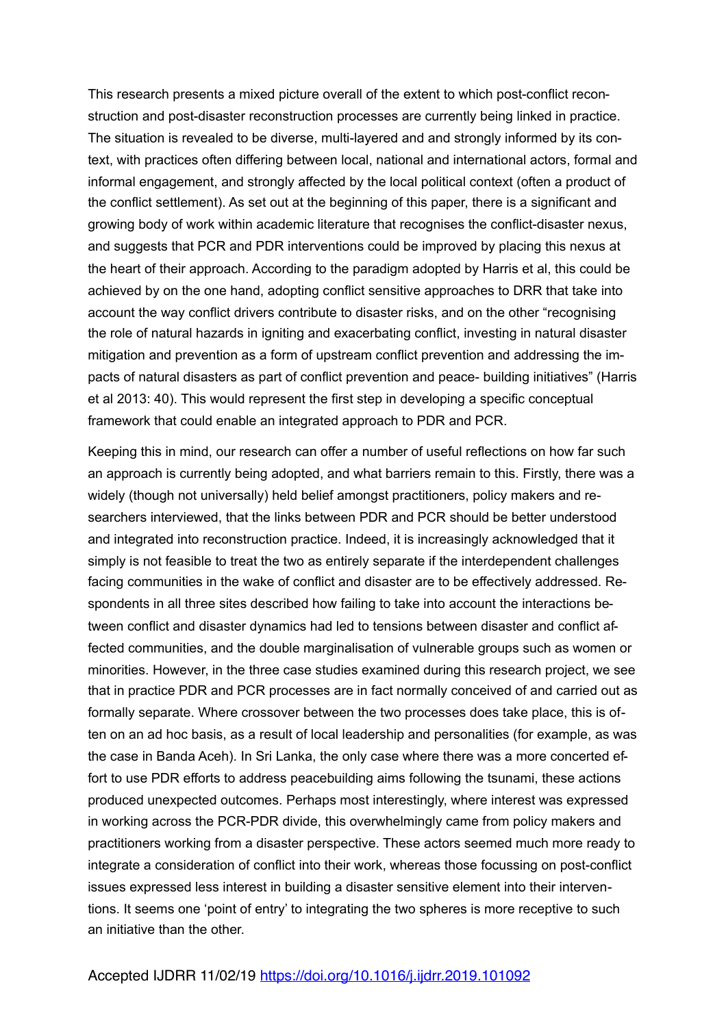This research presents a mixed picture overall of the extent to which post-conflict reconstruction and post-disaster reconstruction processes are currently being linked in practice. The situation is revealed to be diverse, multi-layered and and strongly informed by its context, with practices often differing between local, national and international actors, formal and informal engagement, and strongly affected by the local political context (often a product of the conflict settlement). As set out at the beginning of this paper, there is a significant and growing body of work within academic literature that recognises the conflict-disaster nexus, and suggests that PCR and PDR interventions could be improved by placing this nexus at the heart of their approach. According to the paradigm adopted by Harris et al, this could be achieved by on the one hand, adopting conflict sensitive approaches to DRR that take into account the way conflict drivers contribute to disaster risks, and on the other "recognising the role of natural hazards in igniting and exacerbating conflict, investing in natural disaster mitigation and prevention as a form of upstream conflict prevention and addressing the impacts of natural disasters as part of conflict prevention and peace- building initiatives" (Harris et al 2013: 40). This would represent the first step in developing a specific conceptual framework that could enable an integrated approach to PDR and PCR.

Keeping this in mind, our research can offer a number of useful reflections on how far such an approach is currently being adopted, and what barriers remain to this. Firstly, there was a widely (though not universally) held belief amongst practitioners, policy makers and researchers interviewed, that the links between PDR and PCR should be better understood and integrated into reconstruction practice. Indeed, it is increasingly acknowledged that it simply is not feasible to treat the two as entirely separate if the interdependent challenges facing communities in the wake of conflict and disaster are to be effectively addressed. Respondents in all three sites described how failing to take into account the interactions between conflict and disaster dynamics had led to tensions between disaster and conflict affected communities, and the double marginalisation of vulnerable groups such as women or minorities. However, in the three case studies examined during this research project, we see that in practice PDR and PCR processes are in fact normally conceived of and carried out as formally separate. Where crossover between the two processes does take place, this is often on an ad hoc basis, as a result of local leadership and personalities (for example, as was the case in Banda Aceh). In Sri Lanka, the only case where there was a more concerted effort to use PDR efforts to address peacebuilding aims following the tsunami, these actions produced unexpected outcomes. Perhaps most interestingly, where interest was expressed in working across the PCR-PDR divide, this overwhelmingly came from policy makers and practitioners working from a disaster perspective. These actors seemed much more ready to integrate a consideration of conflict into their work, whereas those focussing on post-conflict issues expressed less interest in building a disaster sensitive element into their interventions. It seems one 'point of entry' to integrating the two spheres is more receptive to such an initiative than the other.

Accepted IJDRR 11/02/19 https://doi.org/10.1016/j.ijdrr.2019.101092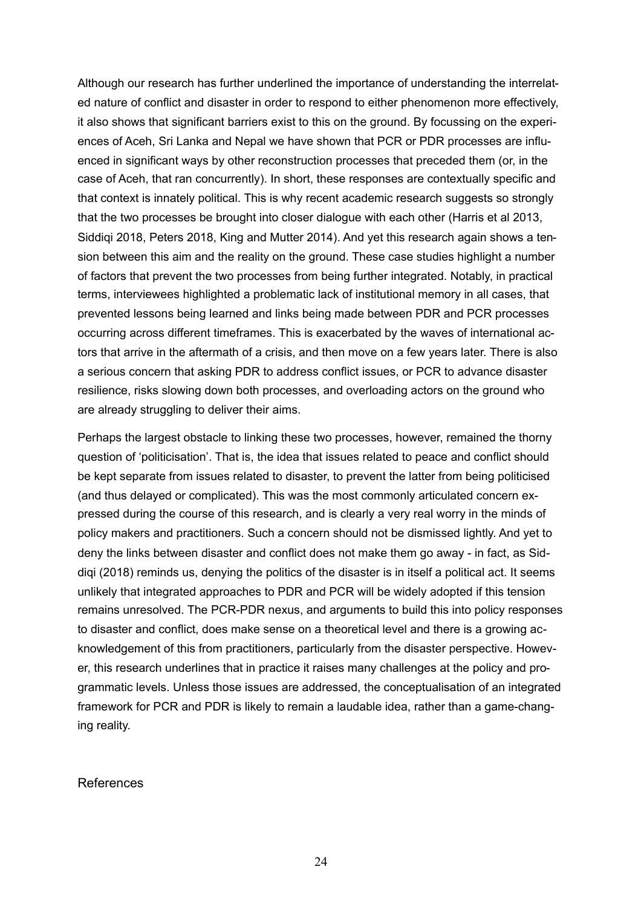Although our research has further underlined the importance of understanding the interrelated nature of conflict and disaster in order to respond to either phenomenon more effectively, it also shows that significant barriers exist to this on the ground. By focussing on the experiences of Aceh, Sri Lanka and Nepal we have shown that PCR or PDR processes are influenced in significant ways by other reconstruction processes that preceded them (or, in the case of Aceh, that ran concurrently). In short, these responses are contextually specific and that context is innately political. This is why recent academic research suggests so strongly that the two processes be brought into closer dialogue with each other (Harris et al 2013, Siddiqi 2018, Peters 2018, King and Mutter 2014). And yet this research again shows a tension between this aim and the reality on the ground. These case studies highlight a number of factors that prevent the two processes from being further integrated. Notably, in practical terms, interviewees highlighted a problematic lack of institutional memory in all cases, that prevented lessons being learned and links being made between PDR and PCR processes occurring across different timeframes. This is exacerbated by the waves of international actors that arrive in the aftermath of a crisis, and then move on a few years later. There is also a serious concern that asking PDR to address conflict issues, or PCR to advance disaster resilience, risks slowing down both processes, and overloading actors on the ground who are already struggling to deliver their aims.

Perhaps the largest obstacle to linking these two processes, however, remained the thorny question of 'politicisation'. That is, the idea that issues related to peace and conflict should be kept separate from issues related to disaster, to prevent the latter from being politicised (and thus delayed or complicated). This was the most commonly articulated concern expressed during the course of this research, and is clearly a very real worry in the minds of policy makers and practitioners. Such a concern should not be dismissed lightly. And yet to deny the links between disaster and conflict does not make them go away - in fact, as Siddiqi (2018) reminds us, denying the politics of the disaster is in itself a political act. It seems unlikely that integrated approaches to PDR and PCR will be widely adopted if this tension remains unresolved. The PCR-PDR nexus, and arguments to build this into policy responses to disaster and conflict, does make sense on a theoretical level and there is a growing acknowledgement of this from practitioners, particularly from the disaster perspective. However, this research underlines that in practice it raises many challenges at the policy and programmatic levels. Unless those issues are addressed, the conceptualisation of an integrated framework for PCR and PDR is likely to remain a laudable idea, rather than a game-changing reality.

## References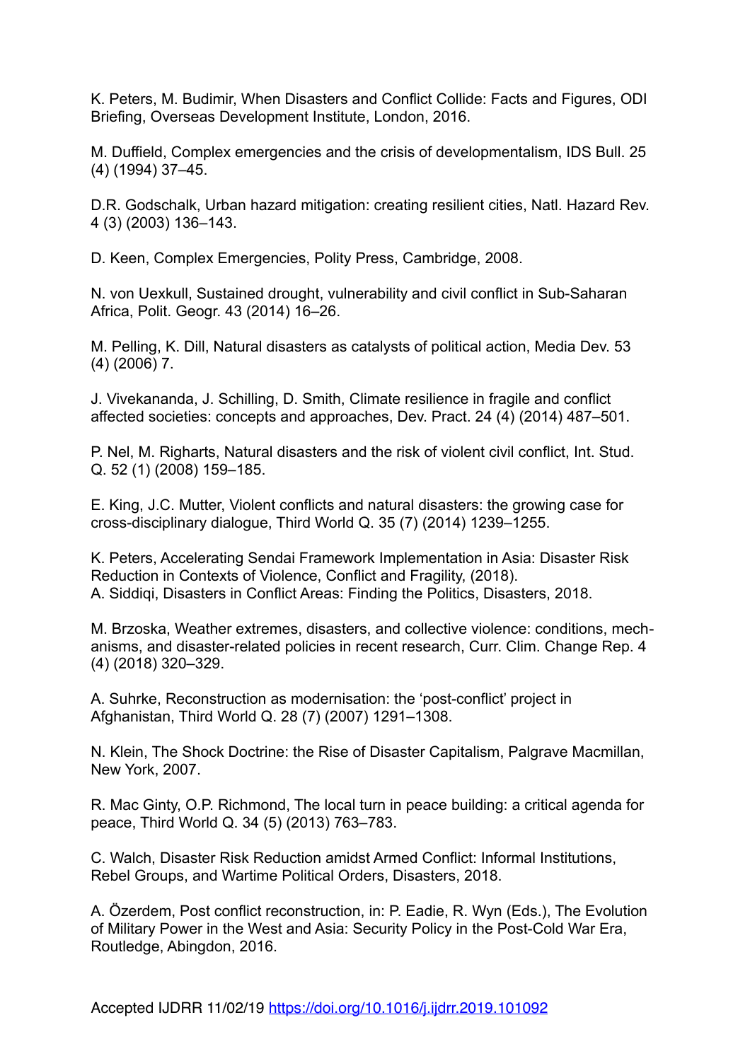K. Peters, M. Budimir, When Disasters and Conflict Collide: Facts and Figures, ODI Briefing, Overseas Development Institute, London, 2016.

M. Duffield, Complex emergencies and the crisis of developmentalism, IDS Bull. 25 (4) (1994) 37–45.

D.R. Godschalk, Urban hazard mitigation: creating resilient cities, Natl. Hazard Rev. 4 (3) (2003) 136–143.

D. Keen, Complex Emergencies, Polity Press, Cambridge, 2008.

N. von Uexkull, Sustained drought, vulnerability and civil conflict in Sub-Saharan Africa, Polit. Geogr. 43 (2014) 16–26.

M. Pelling, K. Dill, Natural disasters as catalysts of political action, Media Dev. 53 (4) (2006) 7.

J. Vivekananda, J. Schilling, D. Smith, Climate resilience in fragile and conflict affected societies: concepts and approaches, Dev. Pract. 24 (4) (2014) 487–501.

P. Nel, M. Righarts, Natural disasters and the risk of violent civil conflict, Int. Stud. Q. 52 (1) (2008) 159–185.

E. King, J.C. Mutter, Violent conflicts and natural disasters: the growing case for cross-disciplinary dialogue, Third World Q. 35 (7) (2014) 1239–1255.

K. Peters, Accelerating Sendai Framework Implementation in Asia: Disaster Risk Reduction in Contexts of Violence, Conflict and Fragility, (2018).
A. Siddiqi, Disasters in Conflict Areas: Finding the Politics, Disasters, 2018.

M. Brzoska, Weather extremes, disasters, and collective violence: conditions, mechanisms, and disaster-related policies in recent research, Curr. Clim. Change Rep. 4 (4) (2018) 320–329.

A. Suhrke, Reconstruction as modernisation: the 'post-conflict' project in Afghanistan, Third World Q. 28 (7) (2007) 1291–1308.

N. Klein, The Shock Doctrine: the Rise of Disaster Capitalism, Palgrave Macmillan, New York, 2007.

R. Mac Ginty, O.P. Richmond, The local turn in peace building: a critical agenda for peace, Third World Q. 34 (5) (2013) 763–783.

C. Walch, Disaster Risk Reduction amidst Armed Conflict: Informal Institutions, Rebel Groups, and Wartime Political Orders, Disasters, 2018.

A. Özerdem, Post conflict reconstruction, in: P. Eadie, R. Wyn (Eds.), The Evolution of Military Power in the West and Asia: Security Policy in the Post-Cold War Era, Routledge, Abingdon, 2016.

Accepted IJDRR 11/02/19 https://doi.org/10.1016/j.ijdrr.2019.101092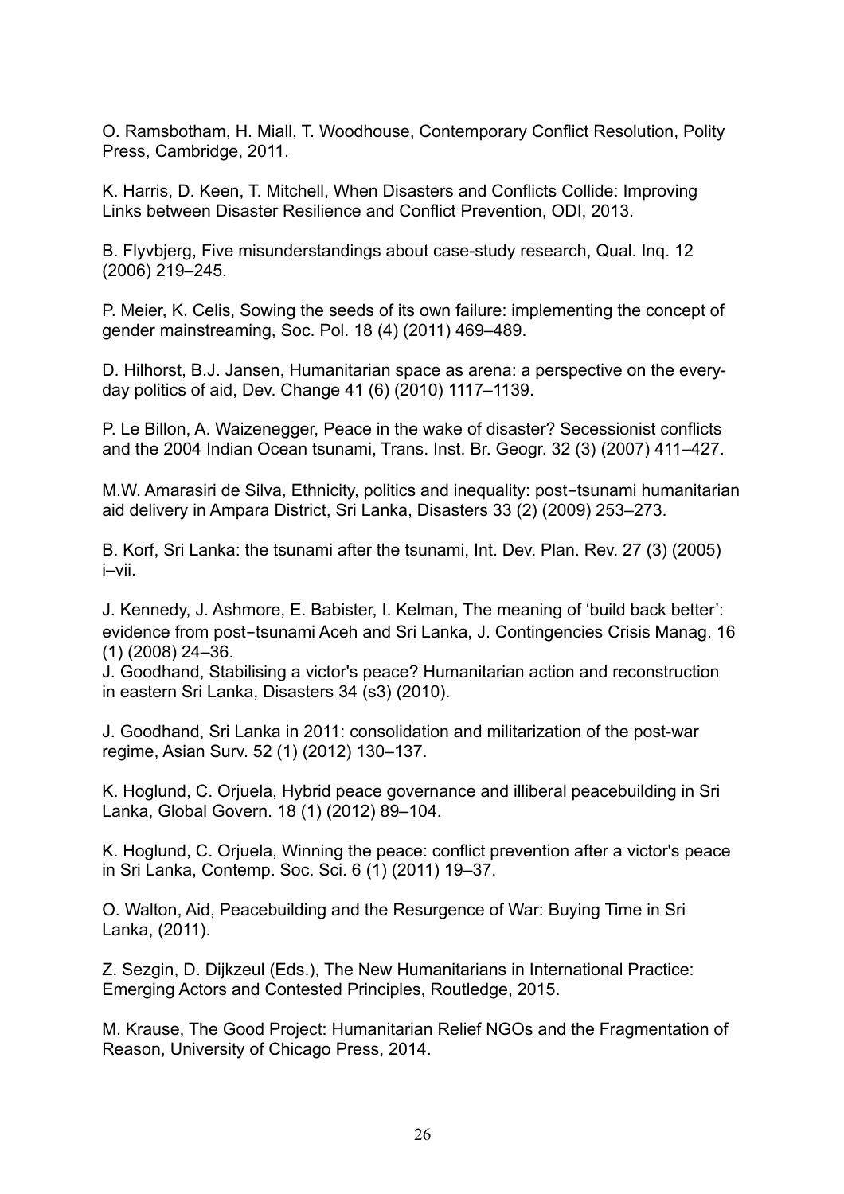O. Ramsbotham, H. Miall, T. Woodhouse, Contemporary Conflict Resolution, Polity Press, Cambridge, 2011.

K. Harris, D. Keen, T. Mitchell, When Disasters and Conflicts Collide: Improving Links between Disaster Resilience and Conflict Prevention, ODI, 2013.

B. Flyvbjerg, Five misunderstandings about case-study research, Qual. Inq. 12 (2006) 219–245.

P. Meier, K. Celis, Sowing the seeds of its own failure: implementing the concept of gender mainstreaming, Soc. Pol. 18 (4) (2011) 469–489.

D. Hilhorst, B.J. Jansen, Humanitarian space as arena: a perspective on the every-day politics of aid, Dev. Change 41 (6) (2010) 1117–1139.

P. Le Billon, A. Waizenegger, Peace in the wake of disaster? Secessionist conflicts and the 2004 Indian Ocean tsunami, Trans. Inst. Br. Geogr. 32 (3) (2007) 411–427.

M.W. Amarasiri de Silva, Ethnicity, politics and inequality: post-tsunami humanitarian aid delivery in Ampara District, Sri Lanka, Disasters 33 (2) (2009) 253–273.

B. Korf, Sri Lanka: the tsunami after the tsunami, Int. Dev. Plan. Rev. 27 (3) (2005) i–vii.

J. Kennedy, J. Ashmore, E. Babister, I. Kelman, The meaning of 'build back better': evidence from post-tsunami Aceh and Sri Lanka, J. Contingencies Crisis Manag. 16 (1) (2008) 24–36.

J. Goodhand, Stabilising a victor's peace? Humanitarian action and reconstruction in eastern Sri Lanka, Disasters 34 (s3) (2010).

J. Goodhand, Sri Lanka in 2011: consolidation and militarization of the post-war regime, Asian Surv. 52 (1) (2012) 130–137.

K. Hoglund, C. Orjuela, Hybrid peace governance and illiberal peacebuilding in Sri Lanka, Global Govern. 18 (1) (2012) 89–104.

K. Hoglund, C. Orjuela, Winning the peace: conflict prevention after a victor's peace in Sri Lanka, Contemp. Soc. Sci. 6 (1) (2011) 19–37.

O. Walton, Aid, Peacebuilding and the Resurgence of War: Buying Time in Sri Lanka, (2011).

Z. Sezgin, D. Dijkzeul (Eds.), The New Humanitarians in International Practice: Emerging Actors and Contested Principles, Routledge, 2015.

M. Krause, The Good Project: Humanitarian Relief NGOs and the Fragmentation of Reason, University of Chicago Press, 2014.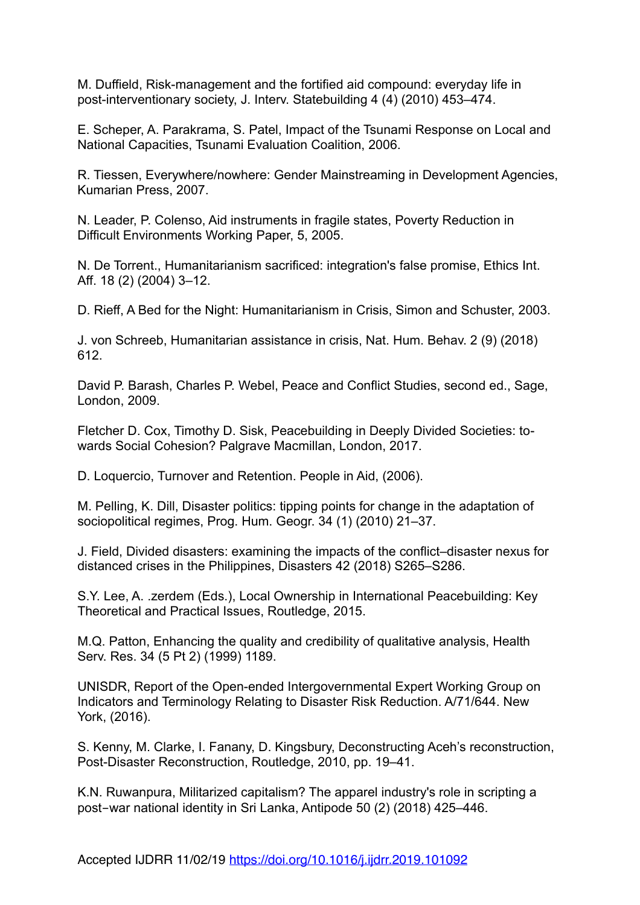M. Duffield, Risk-management and the fortified aid compound: everyday life in post-interventionary society, J. Interv. Statebuilding 4 (4) (2010) 453–474.

E. Scheper, A. Parakrama, S. Patel, Impact of the Tsunami Response on Local and National Capacities, Tsunami Evaluation Coalition, 2006.

R. Tiessen, Everywhere/nowhere: Gender Mainstreaming in Development Agencies, Kumarian Press, 2007.

N. Leader, P. Colenso, Aid instruments in fragile states, Poverty Reduction in Difficult Environments Working Paper, 5, 2005.

N. De Torrent., Humanitarianism sacrificed: integration's false promise, Ethics Int. Aff. 18 (2) (2004) 3–12.

D. Rieff, A Bed for the Night: Humanitarianism in Crisis, Simon and Schuster, 2003.

J. von Schreeb, Humanitarian assistance in crisis, Nat. Hum. Behav. 2 (9) (2018) 612.

David P. Barash, Charles P. Webel, Peace and Conflict Studies, second ed., Sage, London, 2009.

Fletcher D. Cox, Timothy D. Sisk, Peacebuilding in Deeply Divided Societies: to-wards Social Cohesion? Palgrave Macmillan, London, 2017.

D. Loquercio, Turnover and Retention. People in Aid, (2006).

M. Pelling, K. Dill, Disaster politics: tipping points for change in the adaptation of sociopolitical regimes, Prog. Hum. Geogr. 34 (1) (2010) 21–37.

J. Field, Divided disasters: examining the impacts of the conflict–disaster nexus for distanced crises in the Philippines, Disasters 42 (2018) S265–S286.

S.Y. Lee, A. .zerdem (Eds.), Local Ownership in International Peacebuilding: Key Theoretical and Practical Issues, Routledge, 2015.

M.Q. Patton, Enhancing the quality and credibility of qualitative analysis, Health Serv. Res. 34 (5 Pt 2) (1999) 1189.

UNISDR, Report of the Open-ended Intergovernmental Expert Working Group on Indicators and Terminology Relating to Disaster Risk Reduction. A/71/644. New York, (2016).

S. Kenny, M. Clarke, I. Fanany, D. Kingsbury, Deconstructing Aceh's reconstruction, Post-Disaster Reconstruction, Routledge, 2010, pp. 19–41.

K.N. Ruwanpura, Militarized capitalism? The apparel industry's role in scripting a post-war national identity in Sri Lanka, Antipode 50 (2) (2018) 425–446.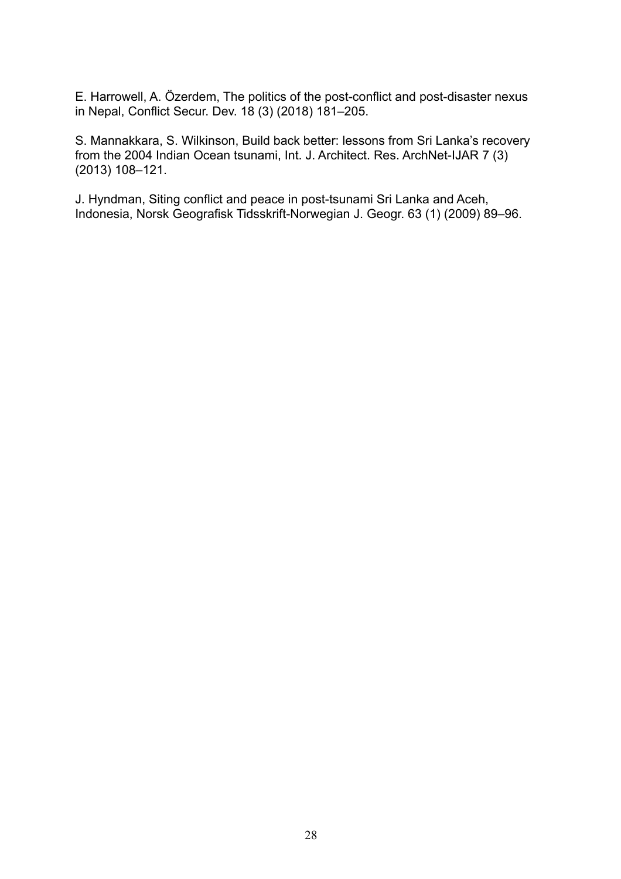E. Harrowell, A. Özerdem, The politics of the post-conflict and post-disaster nexus in Nepal, Conflict Secur. Dev. 18 (3) (2018) 181–205.

S. Mannakkara, S. Wilkinson, Build back better: lessons from Sri Lanka's recovery from the 2004 Indian Ocean tsunami, Int. J. Architect. Res. ArchNet-IJAR 7 (3) (2013) 108–121.

J. Hyndman, Siting conflict and peace in post-tsunami Sri Lanka and Aceh, Indonesia, Norsk Geografisk Tidsskrift-Norwegian J. Geogr. 63 (1) (2009) 89–96.